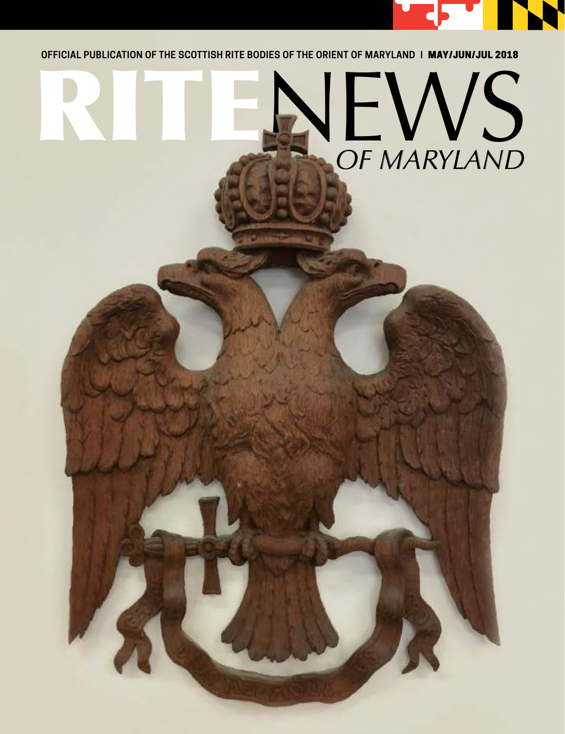OFFICIAL PUBLICATION OF THE SCOTTISH RITE BODIES OF THE ORIENT OF MARYLAND | **MAY/JUN/JUL 2018**

# RITE NEWS

## *OF MARYLAND*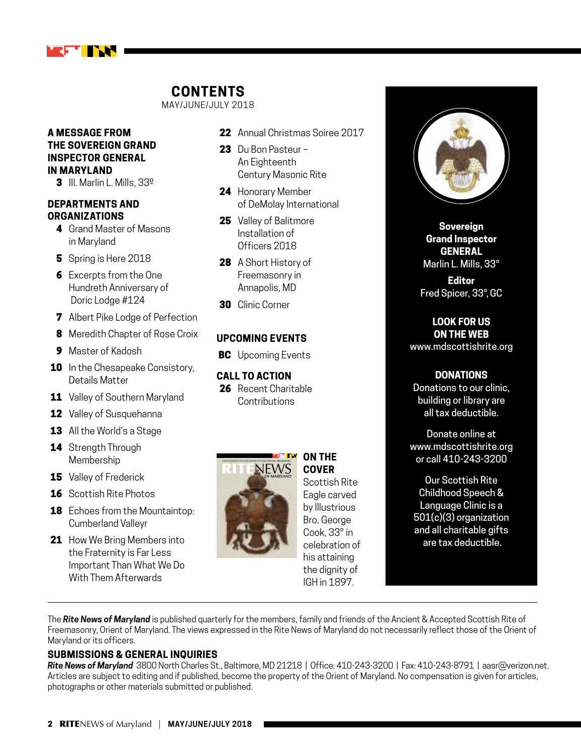# CONTENTS

MAY/JUNE/JULY 2018

## A MESSAGE FROM THE SOVEREIGN GRAND INSPECTOR GENERAL IN MARYLAND

**3** Ill. Marlin L. Mills, 33º

## DEPARTMENTS AND ORGANIZATIONS

**4** Grand Master of Masons in Maryland

**5** Spring is Here 2018

**6** Excerpts from the One Hundreth Anniversary of Doric Lodge #124

**7** Albert Pike Lodge of Perfection

**8** Meredith Chapter of Rose Croix

**9** Master of Kadosh

**10** In the Chesapeake Consistory, Details Matter

**11** Valley of Southern Maryland

**12** Valley of Susquehanna

**13** All the World's a Stage

**14** Strength Through Membership

**15** Valley of Frederick

**16** Scottish Rite Photos

**18** Echoes from the Mountaintop: Cumberland Valleyr

**21** How We Bring Members into the Fraternity is Far Less Important Than What We Do With Them Afterwards

**22** Annual Christmas Soiree 2017

**23** Du Bon Pasteur – An Eighteenth Century Masonic Rite

**24** Honorary Member of DeMolay International

**25** Valley of Balitmore Installation of Officers 2018

**28** A Short History of Freemasonry in Annapolis, MD

**30** Clinic Corner

## UPCOMING EVENTS

**BC** Upcoming Events

## CALL TO ACTION

**26** Recent Charitable Contributions

## ON THE COVER

Scottish Rite Eagle carved by Illustrious Bro. George Cook, 33° in celebration of his attaining the dignity of IGH in 1897.

**Sovereign Grand Inspector GENERAL**
Marlin L. Mills, 33°

**Editor**
Fred Spicer, 33°, GC

**LOOK FOR US ON THE WEB**
www.mdscottishrite.org

**DONATIONS**
Donations to our clinic, building or library are all tax deductible.

Donate online at www.mdscottishrite.org or call 410-243-3200

Our Scottish Rite Childhood Speech & Language Clinic is a 501(c)(3) organization and all charitable gifts are tax deductible.

---

The ***Rite News of Maryland*** is published quarterly for the members, family and friends of the Ancient & Accepted Scottish Rite of Freemasonry, Orient of Maryland. The views expressed in the Rite News of Maryland do not necessarily reflect those of the Orient of Maryland or its officers.

## SUBMISSIONS & GENERAL INQUIRIES

***Rite News of Maryland*** 3800 North Charles St., Baltimore, MD 21218 | Office: 410-243-3200 | Fax: 410-243-8791 | aasr@verizon.net. Articles are subject to editing and if published, become the property of the Orient of Maryland. No compensation is given for articles, photographs or other materials submitted or published.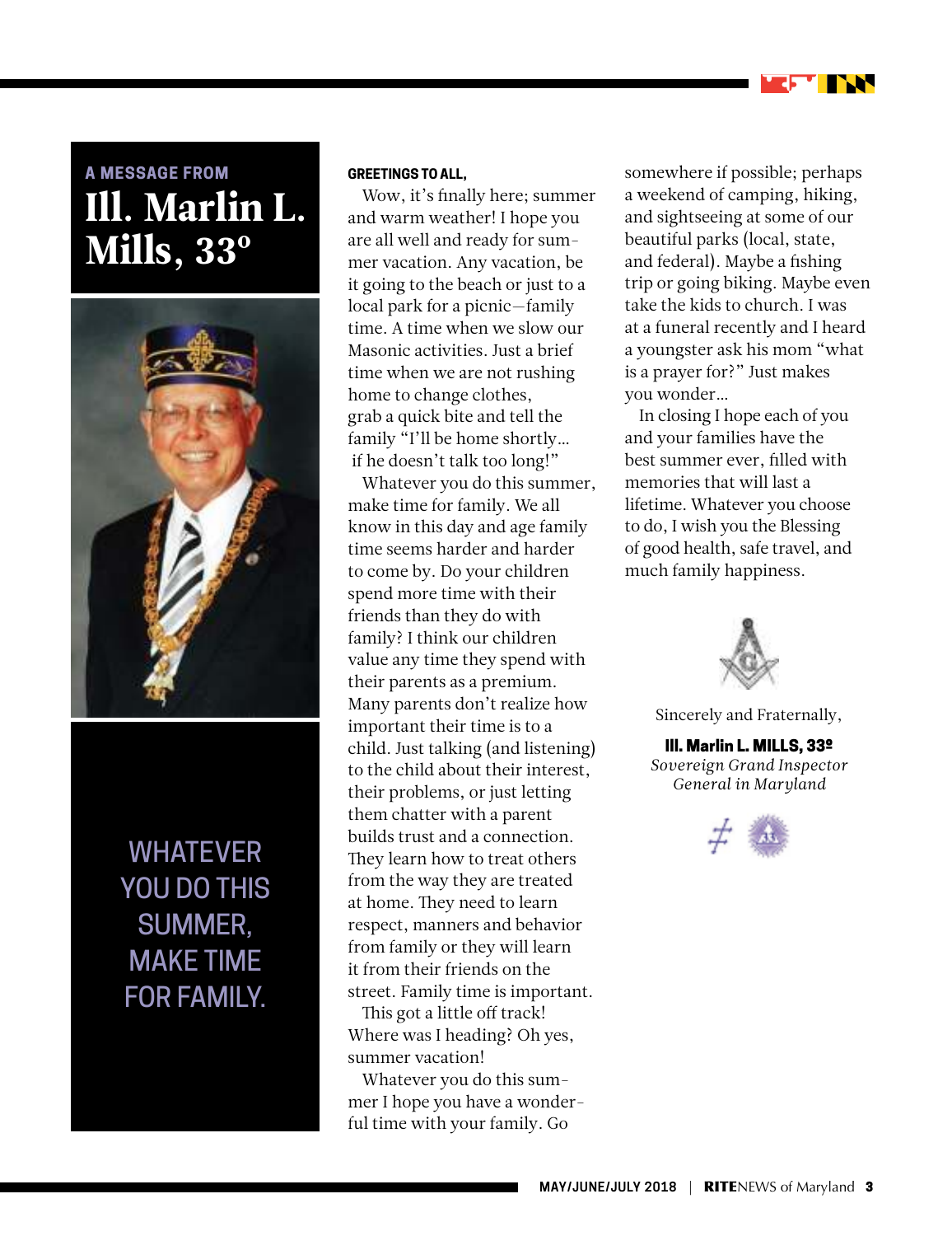A MESSAGE FROM

# Ill. Marlin L. Mills, 33°

WHATEVER YOU DO THIS SUMMER, MAKE TIME FOR FAMILY.

**GREETINGS TO ALL,**

Wow, it's finally here; summer and warm weather! I hope you are all well and ready for summer vacation. Any vacation, be it going to the beach or just to a local park for a picnic—family time. A time when we slow our Masonic activities. Just a brief time when we are not rushing home to change clothes, grab a quick bite and tell the family "I'll be home shortly… if he doesn't talk too long!"

Whatever you do this summer, make time for family. We all know in this day and age family time seems harder and harder to come by. Do your children spend more time with their friends than they do with family? I think our children value any time they spend with their parents as a premium. Many parents don't realize how important their time is to a child. Just talking (and listening) to the child about their interest, their problems, or just letting them chatter with a parent builds trust and a connection. They learn how to treat others from the way they are treated at home. They need to learn respect, manners and behavior from family or they will learn it from their friends on the street. Family time is important.

This got a little off track! Where was I heading? Oh yes, summer vacation!

Whatever you do this summer I hope you have a wonderful time with your family. Go somewhere if possible; perhaps a weekend of camping, hiking, and sightseeing at some of our beautiful parks (local, state, and federal). Maybe a fishing trip or going biking. Maybe even take the kids to church. I was at a funeral recently and I heard a youngster ask his mom "what is a prayer for?" Just makes you wonder…

In closing I hope each of you and your families have the best summer ever, filled with memories that will last a lifetime. Whatever you choose to do, I wish you the Blessing of good health, safe travel, and much family happiness.

Sincerely and Fraternally,

**Ill. Marlin L. MILLS, 33º**
*Sovereign Grand Inspector General in Maryland*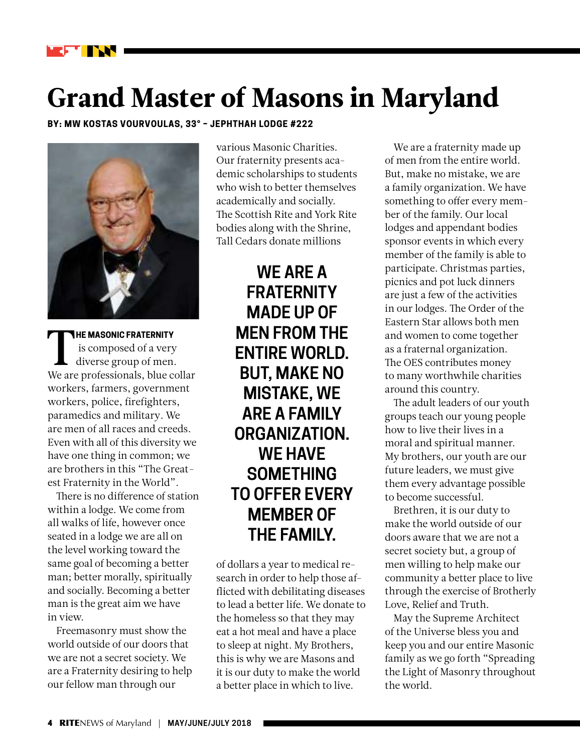# Grand Master of Masons in Maryland

**BY: MW KOSTAS VOURVOULAS, 33° – JEPHTHAH LODGE #222**

**THE MASONIC FRATERNITY** is composed of a very diverse group of men. We are professionals, blue collar workers, farmers, government workers, police, firefighters, paramedics and military. We are men of all races and creeds. Even with all of this diversity we have one thing in common; we are brothers in this "The Greatest Fraternity in the World".

There is no difference of station within a lodge. We come from all walks of life, however once seated in a lodge we are all on the level working toward the same goal of becoming a better man; better morally, spiritually and socially. Becoming a better man is the great aim we have in view.

Freemasonry must show the world outside of our doors that we are not a secret society. We are a Fraternity desiring to help our fellow man through our various Masonic Charities. Our fraternity presents academic scholarships to students who wish to better themselves academically and socially. The Scottish Rite and York Rite bodies along with the Shrine, Tall Cedars donate millions of dollars a year to medical research in order to help those afflicted with debilitating diseases to lead a better life. We donate to the homeless so that they may eat a hot meal and have a place to sleep at night. My Brothers, this is why we are Masons and it is our duty to make the world a better place in which to live.

> **WE ARE A FRATERNITY MADE UP OF MEN FROM THE ENTIRE WORLD. BUT, MAKE NO MISTAKE, WE ARE A FAMILY ORGANIZATION. WE HAVE SOMETHING TO OFFER EVERY MEMBER OF THE FAMILY.**

We are a fraternity made up of men from the entire world. But, make no mistake, we are a family organization. We have something to offer every member of the family. Our local lodges and appendant bodies sponsor events in which every member of the family is able to participate. Christmas parties, picnics and pot luck dinners are just a few of the activities in our lodges. The Order of the Eastern Star allows both men and women to come together as a fraternal organization. The OES contributes money to many worthwhile charities around this country.

The adult leaders of our youth groups teach our young people how to live their lives in a moral and spiritual manner. My brothers, our youth are our future leaders, we must give them every advantage possible to become successful.

Brethren, it is our duty to make the world outside of our doors aware that we are not a secret society but, a group of men willing to help make our community a better place to live through the exercise of Brotherly Love, Relief and Truth.

May the Supreme Architect of the Universe bless you and keep you and our entire Masonic family as we go forth "Spreading the Light of Masonry throughout the world.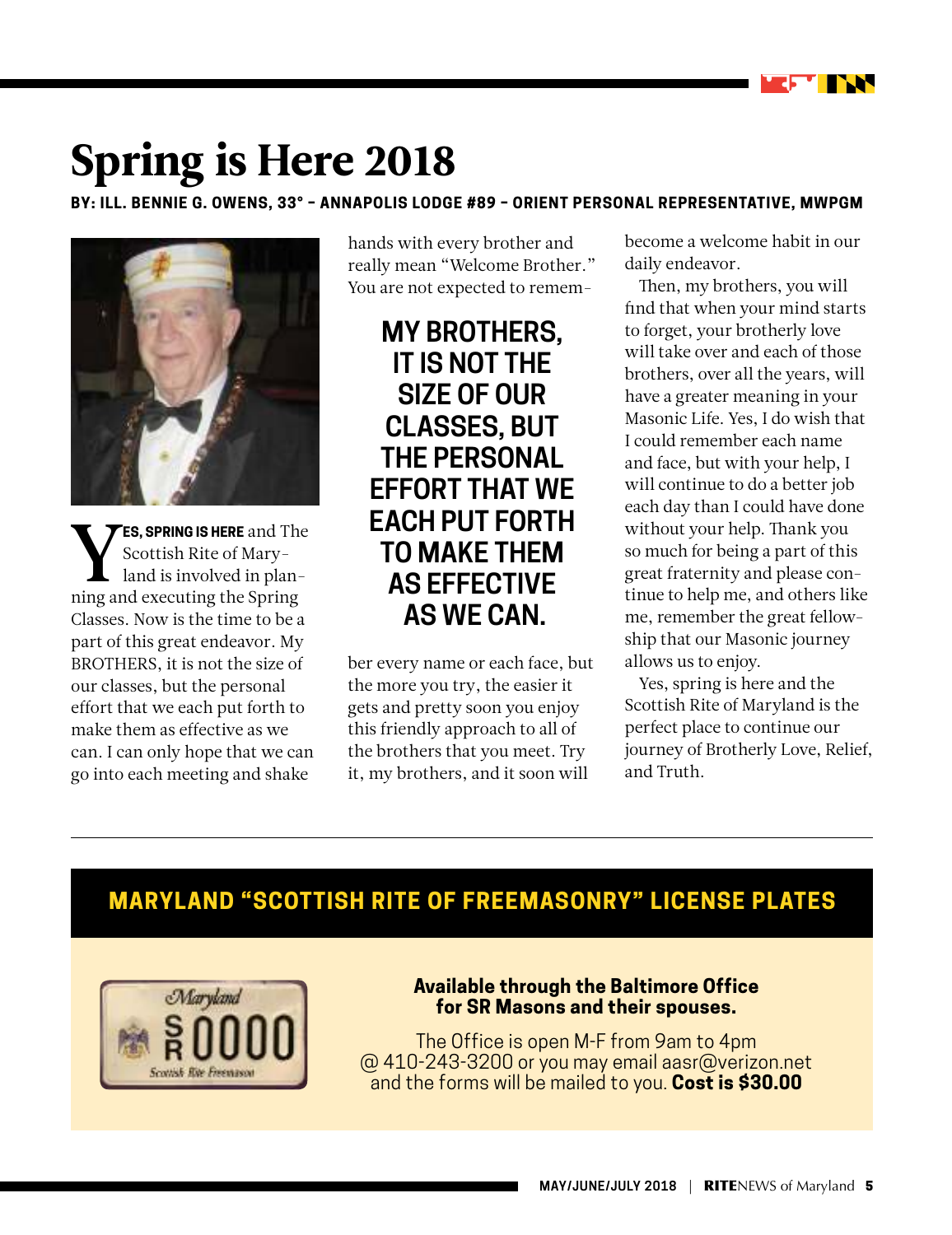# Spring is Here 2018

**BY: ILL. BENNIE G. OWENS, 33° – ANNAPOLIS LODGE #89 – ORIENT PERSONAL REPRESENTATIVE, MWPGM**

**YES, SPRING IS HERE** and The Scottish Rite of Maryland is involved in planning and executing the Spring Classes. Now is the time to be a part of this great endeavor. My BROTHERS, it is not the size of our classes, but the personal effort that we each put forth to make them as effective as we can. I can only hope that we can go into each meeting and shake hands with every brother and really mean "Welcome Brother." You are not expected to remember every name or each face, but the more you try, the easier it gets and pretty soon you enjoy this friendly approach to all of the brothers that you meet. Try it, my brothers, and it soon will become a welcome habit in our daily endeavor.

**MY BROTHERS, IT IS NOT THE SIZE OF OUR CLASSES, BUT THE PERSONAL EFFORT THAT WE EACH PUT FORTH TO MAKE THEM AS EFFECTIVE AS WE CAN.**

Then, my brothers, you will find that when your mind starts to forget, your brotherly love will take over and each of those brothers, over all the years, will have a greater meaning in your Masonic Life. Yes, I do wish that I could remember each name and face, but with your help, I will continue to do a better job each day than I could have done without your help. Thank you so much for being a part of this great fraternity and please continue to help me, and others like me, remember the great fellowship that our Masonic journey allows us to enjoy.

Yes, spring is here and the Scottish Rite of Maryland is the perfect place to continue our journey of Brotherly Love, Relief, and Truth.

---

## MARYLAND "SCOTTISH RITE OF FREEMASONRY" LICENSE PLATES

**Available through the Baltimore Office for SR Masons and their spouses.**

The Office is open M-F from 9am to 4pm @ 410-243-3200 or you may email aasr@verizon.net and the forms will be mailed to you. **Cost is $30.00**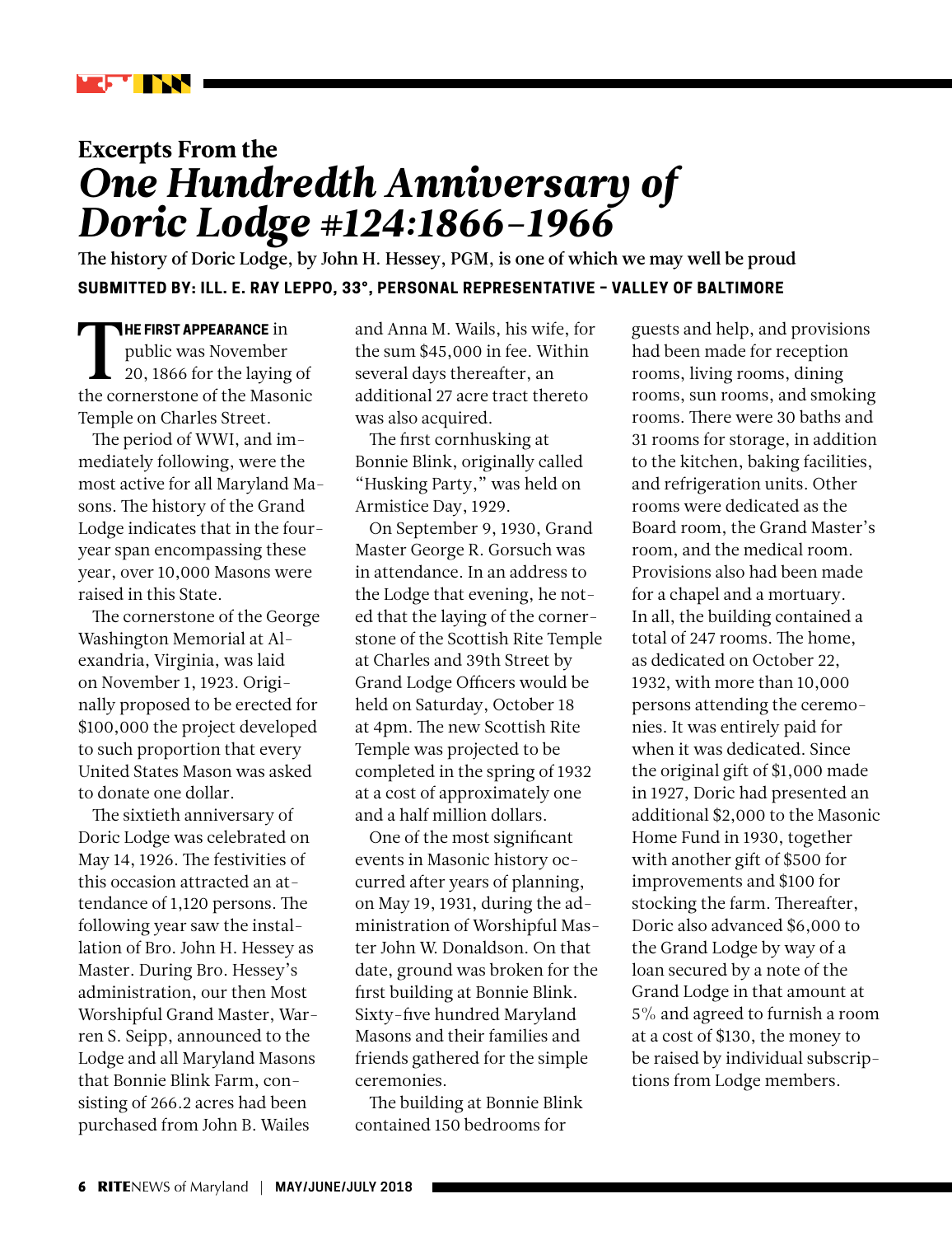### Excerpts From the

# *One Hundredth Anniversary of Doric Lodge #124:1866–1966*

**The history of Doric Lodge, by John H. Hessey, PGM, is one of which we may well be proud**

**SUBMITTED BY: ILL. E. RAY LEPPO, 33°, PERSONAL REPRESENTATIVE – VALLEY OF BALTIMORE**

**THE FIRST APPEARANCE** in public was November 20, 1866 for the laying of the cornerstone of the Masonic Temple on Charles Street.

The period of WWI, and immediately following, were the most active for all Maryland Masons. The history of the Grand Lodge indicates that in the four-year span encompassing these year, over 10,000 Masons were raised in this State.

The cornerstone of the George Washington Memorial at Alexandria, Virginia, was laid on November 1, 1923. Originally proposed to be erected for $100,000 the project developed to such proportion that every United States Mason was asked to donate one dollar.

The sixtieth anniversary of Doric Lodge was celebrated on May 14, 1926. The festivities of this occasion attracted an attendance of 1,120 persons. The following year saw the installation of Bro. John H. Hessey as Master. During Bro. Hessey's administration, our then Most Worshipful Grand Master, Warren S. Seipp, announced to the Lodge and all Maryland Masons that Bonnie Blink Farm, consisting of 266.2 acres had been purchased from John B. Wailes and Anna M. Wails, his wife, for the sum $45,000 in fee. Within several days thereafter, an additional 27 acre tract thereto was also acquired.

The first cornhusking at Bonnie Blink, originally called "Husking Party," was held on Armistice Day, 1929.

On September 9, 1930, Grand Master George R. Gorsuch was in attendance. In an address to the Lodge that evening, he noted that the laying of the cornerstone of the Scottish Rite Temple at Charles and 39th Street by Grand Lodge Officers would be held on Saturday, October 18 at 4pm. The new Scottish Rite Temple was projected to be completed in the spring of 1932 at a cost of approximately one and a half million dollars.

One of the most significant events in Masonic history occurred after years of planning, on May 19, 1931, during the administration of Worshipful Master John W. Donaldson. On that date, ground was broken for the first building at Bonnie Blink. Sixty-five hundred Maryland Masons and their families and friends gathered for the simple ceremonies.

The building at Bonnie Blink contained 150 bedrooms for guests and help, and provisions had been made for reception rooms, living rooms, dining rooms, sun rooms, and smoking rooms. There were 30 baths and 31 rooms for storage, in addition to the kitchen, baking facilities, and refrigeration units. Other rooms were dedicated as the Board room, the Grand Master's room, and the medical room. Provisions also had been made for a chapel and a mortuary. In all, the building contained a total of 247 rooms. The home, as dedicated on October 22, 1932, with more than 10,000 persons attending the ceremonies. It was entirely paid for when it was dedicated. Since the original gift of $1,000 made in 1927, Doric had presented an additional $2,000 to the Masonic Home Fund in 1930, together with another gift of $500 for improvements and $100 for stocking the farm. Thereafter, Doric also advanced $6,000 to the Grand Lodge by way of a loan secured by a note of the Grand Lodge in that amount at 5% and agreed to furnish a room at a cost of $130, the money to be raised by individual subscriptions from Lodge members.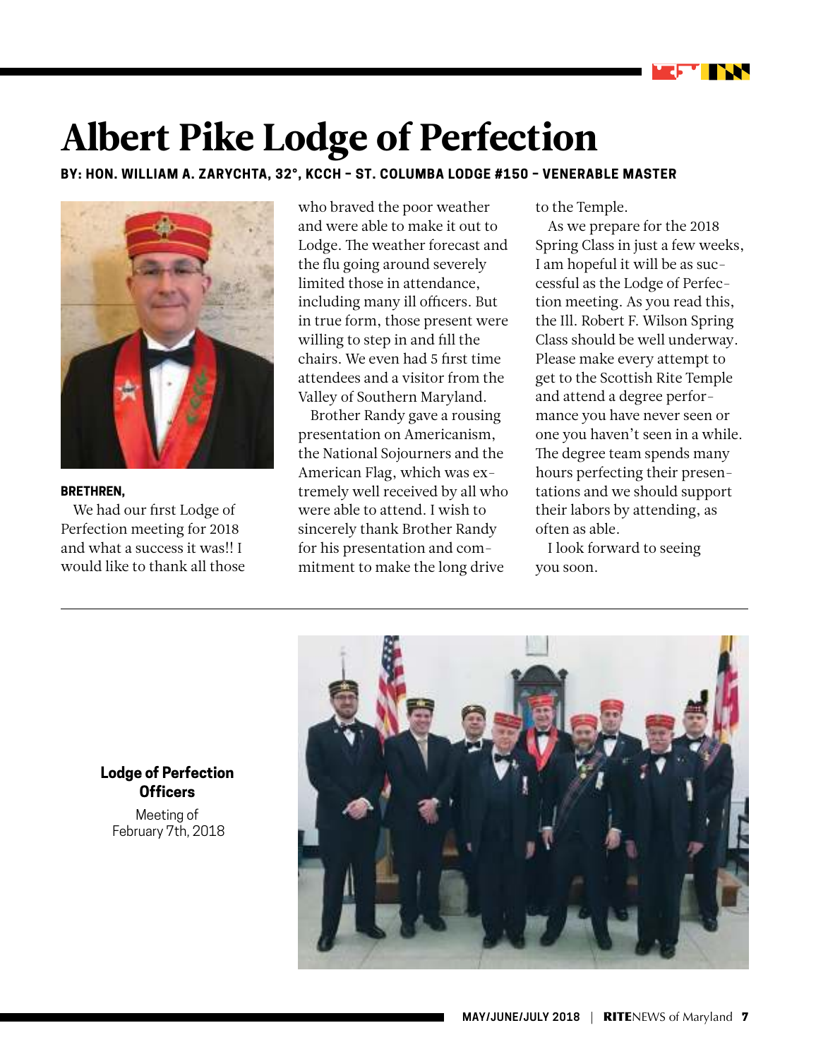# Albert Pike Lodge of Perfection

**BY: HON. WILLIAM A. ZARYCHTA, 32°, KCCH – ST. COLUMBA LODGE #150 – VENERABLE MASTER**

**BRETHREN,**

We had our first Lodge of Perfection meeting for 2018 and what a success it was!! I would like to thank all those who braved the poor weather and were able to make it out to Lodge. The weather forecast and the flu going around severely limited those in attendance, including many ill officers. But in true form, those present were willing to step in and fill the chairs. We even had 5 first time attendees and a visitor from the Valley of Southern Maryland.

Brother Randy gave a rousing presentation on Americanism, the National Sojourners and the American Flag, which was extremely well received by all who were able to attend. I wish to sincerely thank Brother Randy for his presentation and commitment to make the long drive to the Temple.

As we prepare for the 2018 Spring Class in just a few weeks, I am hopeful it will be as successful as the Lodge of Perfection meeting. As you read this, the Ill. Robert F. Wilson Spring Class should be well underway. Please make every attempt to get to the Scottish Rite Temple and attend a degree performance you have never seen or one you haven't seen in a while. The degree team spends many hours perfecting their presentations and we should support their labors by attending, as often as able.

I look forward to seeing you soon.

**Lodge of Perfection Officers**

Meeting of February 7th, 2018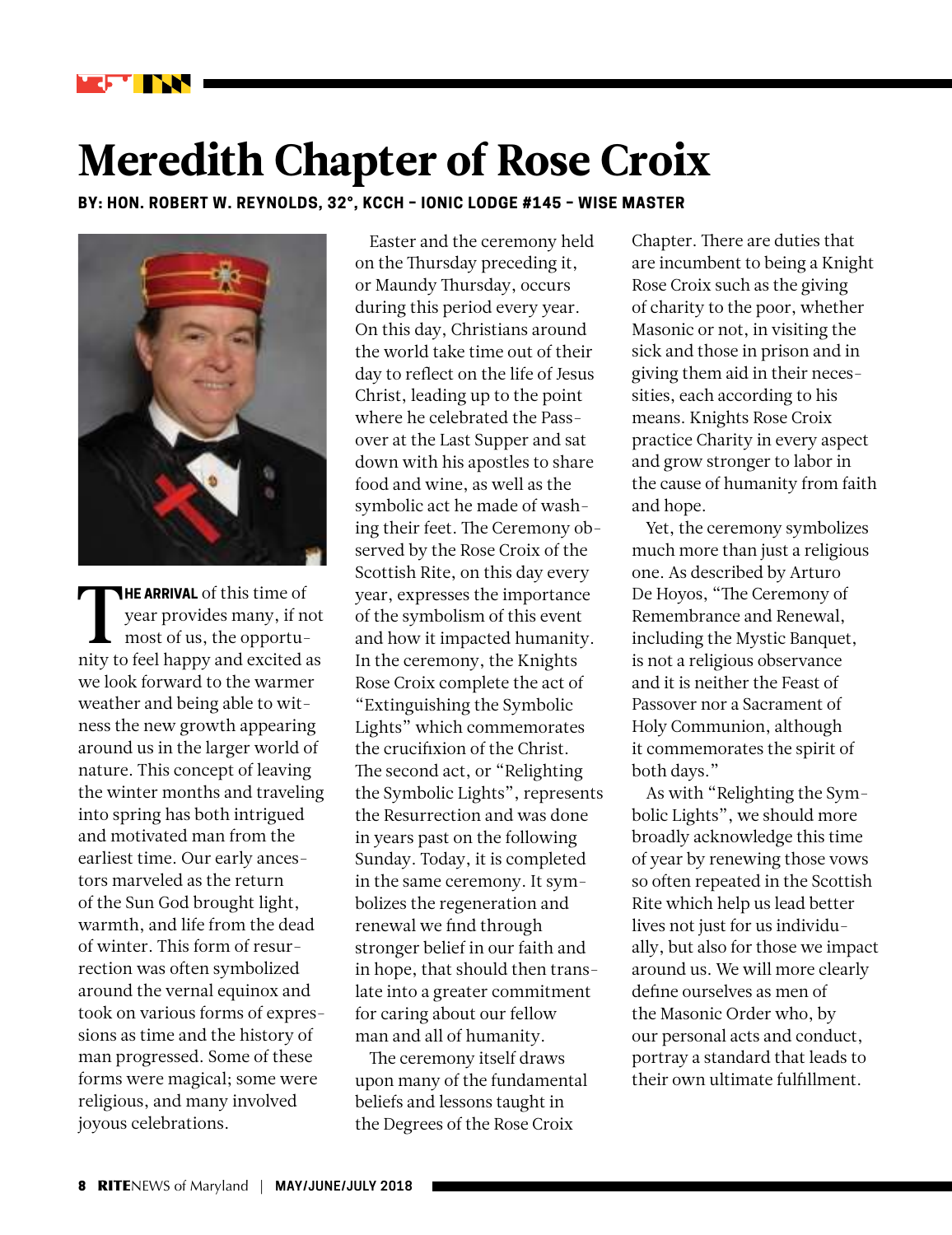# Meredith Chapter of Rose Croix

**BY: HON. ROBERT W. REYNOLDS, 32°, KCCH – IONIC LODGE #145 – WISE MASTER**

**THE ARRIVAL** of this time of year provides many, if not most of us, the opportunity to feel happy and excited as we look forward to the warmer weather and being able to witness the new growth appearing around us in the larger world of nature. This concept of leaving the winter months and traveling into spring has both intrigued and motivated man from the earliest time. Our early ancestors marveled as the return of the Sun God brought light, warmth, and life from the dead of winter. This form of resurrection was often symbolized around the vernal equinox and took on various forms of expressions as time and the history of man progressed. Some of these forms were magical; some were religious, and many involved joyous celebrations.

Easter and the ceremony held on the Thursday preceding it, or Maundy Thursday, occurs during this period every year. On this day, Christians around the world take time out of their day to reflect on the life of Jesus Christ, leading up to the point where he celebrated the Passover at the Last Supper and sat down with his apostles to share food and wine, as well as the symbolic act he made of washing their feet. The Ceremony observed by the Rose Croix of the Scottish Rite, on this day every year, expresses the importance of the symbolism of this event and how it impacted humanity. In the ceremony, the Knights Rose Croix complete the act of "Extinguishing the Symbolic Lights" which commemorates the crucifixion of the Christ. The second act, or "Relighting the Symbolic Lights", represents the Resurrection and was done in years past on the following Sunday. Today, it is completed in the same ceremony. It symbolizes the regeneration and renewal we find through stronger belief in our faith and in hope, that should then translate into a greater commitment for caring about our fellow man and all of humanity.

The ceremony itself draws upon many of the fundamental beliefs and lessons taught in the Degrees of the Rose Croix Chapter. There are duties that are incumbent to being a Knight Rose Croix such as the giving of charity to the poor, whether Masonic or not, in visiting the sick and those in prison and in giving them aid in their necessities, each according to his means. Knights Rose Croix practice Charity in every aspect and grow stronger to labor in the cause of humanity from faith and hope.

Yet, the ceremony symbolizes much more than just a religious one. As described by Arturo De Hoyos, "The Ceremony of Remembrance and Renewal, including the Mystic Banquet, is not a religious observance and it is neither the Feast of Passover nor a Sacrament of Holy Communion, although it commemorates the spirit of both days."

As with "Relighting the Symbolic Lights", we should more broadly acknowledge this time of year by renewing those vows so often repeated in the Scottish Rite which help us lead better lives not just for us individually, but also for those we impact around us. We will more clearly define ourselves as men of the Masonic Order who, by our personal acts and conduct, portray a standard that leads to their own ultimate fulfillment.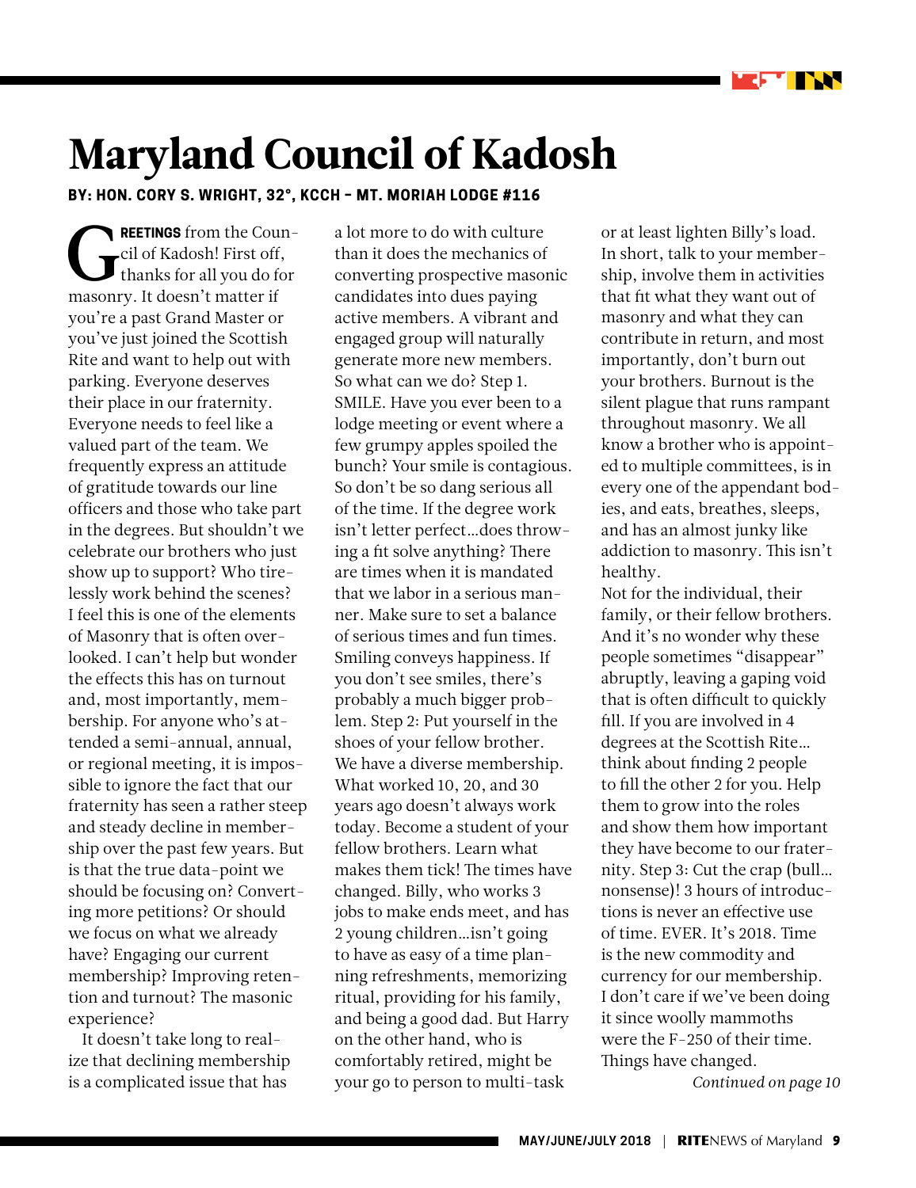# Maryland Council of Kadosh

**BY: HON. CORY S. WRIGHT, 32°, KCCH – MT. MORIAH LODGE #116**

**GREETINGS** from the Council of Kadosh! First off, thanks for all you do for masonry. It doesn't matter if you're a past Grand Master or you've just joined the Scottish Rite and want to help out with parking. Everyone deserves their place in our fraternity. Everyone needs to feel like a valued part of the team. We frequently express an attitude of gratitude towards our line officers and those who take part in the degrees. But shouldn't we celebrate our brothers who just show up to support? Who tirelessly work behind the scenes? I feel this is one of the elements of Masonry that is often overlooked. I can't help but wonder the effects this has on turnout and, most importantly, membership. For anyone who's attended a semi-annual, annual, or regional meeting, it is impossible to ignore the fact that our fraternity has seen a rather steep and steady decline in membership over the past few years. But is that the true data-point we should be focusing on? Converting more petitions? Or should we focus on what we already have? Engaging our current membership? Improving retention and turnout? The masonic experience?

It doesn't take long to realize that declining membership is a complicated issue that has a lot more to do with culture than it does the mechanics of converting prospective masonic candidates into dues paying active members. A vibrant and engaged group will naturally generate more new members. So what can we do? Step 1. SMILE. Have you ever been to a lodge meeting or event where a few grumpy apples spoiled the bunch? Your smile is contagious. So don't be so dang serious all of the time. If the degree work isn't letter perfect…does throwing a fit solve anything? There are times when it is mandated that we labor in a serious manner. Make sure to set a balance of serious times and fun times. Smiling conveys happiness. If you don't see smiles, there's probably a much bigger problem. Step 2: Put yourself in the shoes of your fellow brother. We have a diverse membership. What worked 10, 20, and 30 years ago doesn't always work today. Become a student of your fellow brothers. Learn what makes them tick! The times have changed. Billy, who works 3 jobs to make ends meet, and has 2 young children…isn't going to have as easy of a time planning refreshments, memorizing ritual, providing for his family, and being a good dad. But Harry on the other hand, who is comfortably retired, might be your go to person to multi-task or at least lighten Billy's load. In short, talk to your membership, involve them in activities that fit what they want out of masonry and what they can contribute in return, and most importantly, don't burn out your brothers. Burnout is the silent plague that runs rampant throughout masonry. We all know a brother who is appointed to multiple committees, is in every one of the appendant bodies, and eats, breathes, sleeps, and has an almost junky like addiction to masonry. This isn't healthy.

Not for the individual, their family, or their fellow brothers. And it's no wonder why these people sometimes "disappear" abruptly, leaving a gaping void that is often difficult to quickly fill. If you are involved in 4 degrees at the Scottish Rite… think about finding 2 people to fill the other 2 for you. Help them to grow into the roles and show them how important they have become to our fraternity. Step 3: Cut the crap (bull… nonsense)! 3 hours of introductions is never an effective use of time. EVER. It's 2018. Time is the new commodity and currency for our membership. I don't care if we've been doing it since woolly mammoths were the F-250 of their time. Things have changed.

*Continued on page 10*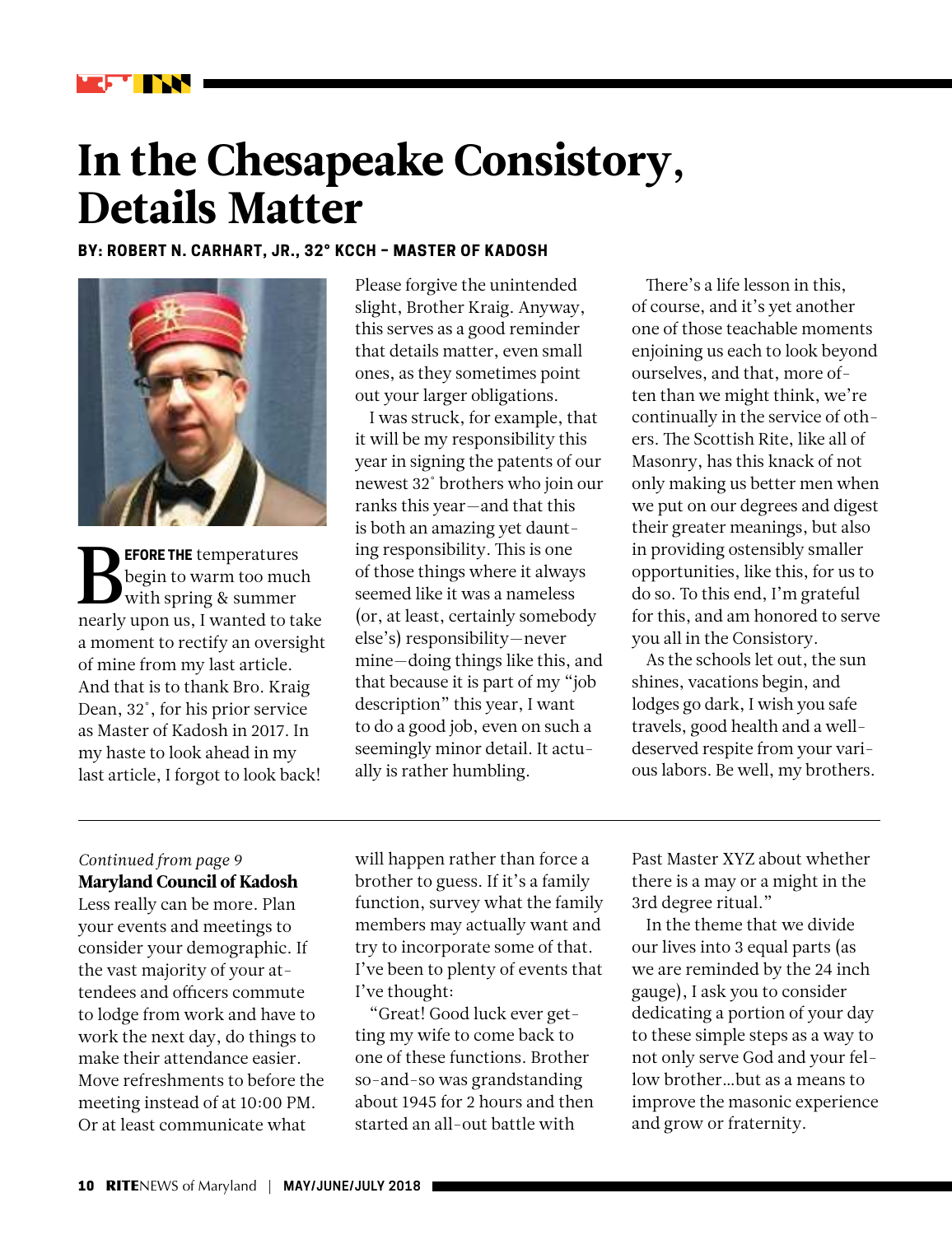# In the Chesapeake Consistory, Details Matter

**BY: ROBERT N. CARHART, JR., 32° KCCH – MASTER OF KADOSH**

**BEFORE THE** temperatures begin to warm too much with spring & summer nearly upon us, I wanted to take a moment to rectify an oversight of mine from my last article. And that is to thank Bro. Kraig Dean, 32°, for his prior service as Master of Kadosh in 2017. In my haste to look ahead in my last article, I forgot to look back! Please forgive the unintended slight, Brother Kraig. Anyway, this serves as a good reminder that details matter, even small ones, as they sometimes point out your larger obligations.

I was struck, for example, that it will be my responsibility this year in signing the patents of our newest 32° brothers who join our ranks this year—and that this is both an amazing yet daunting responsibility. This is one of those things where it always seemed like it was a nameless (or, at least, certainly somebody else's) responsibility—never mine—doing things like this, and that because it is part of my "job description" this year, I want to do a good job, even on such a seemingly minor detail. It actually is rather humbling.

There's a life lesson in this, of course, and it's yet another one of those teachable moments enjoining us each to look beyond ourselves, and that, more often than we might think, we're continually in the service of others. The Scottish Rite, like all of Masonry, has this knack of not only making us better men when we put on our degrees and digest their greater meanings, but also in providing ostensibly smaller opportunities, like this, for us to do so. To this end, I'm grateful for this, and am honored to serve you all in the Consistory.

As the schools let out, the sun shines, vacations begin, and lodges go dark, I wish you safe travels, good health and a well-deserved respite from your various labors. Be well, my brothers.

---

*Continued from page 9*

**Maryland Council of Kadosh**

Less really can be more. Plan your events and meetings to consider your demographic. If the vast majority of your attendees and officers commute to lodge from work and have to work the next day, do things to make their attendance easier. Move refreshments to before the meeting instead of at 10:00 PM. Or at least communicate what will happen rather than force a brother to guess. If it's a family function, survey what the family members may actually want and try to incorporate some of that. I've been to plenty of events that I've thought:

"Great! Good luck ever getting my wife to come back to one of these functions. Brother so-and-so was grandstanding about 1945 for 2 hours and then started an all-out battle with Past Master XYZ about whether there is a may or a might in the 3rd degree ritual."

In the theme that we divide our lives into 3 equal parts (as we are reminded by the 24 inch gauge), I ask you to consider dedicating a portion of your day to these simple steps as a way to not only serve God and your fellow brother…but as a means to improve the masonic experience and grow or fraternity.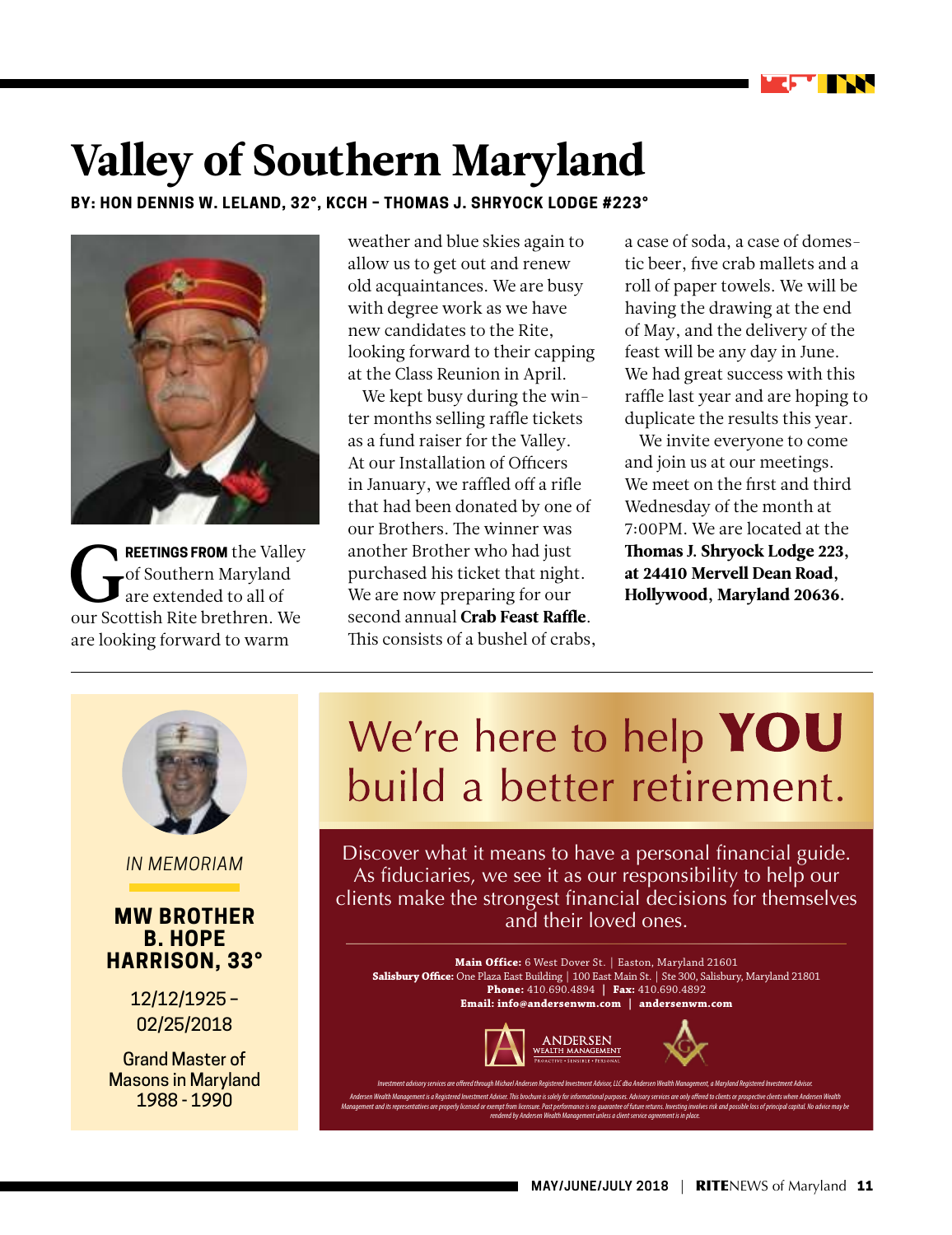# Valley of Southern Maryland

**BY: HON DENNIS W. LELAND, 32°, KCCH – THOMAS J. SHRYOCK LODGE #223°**

**GREETINGS FROM** the Valley of Southern Maryland are extended to all of our Scottish Rite brethren. We are looking forward to warm weather and blue skies again to allow us to get out and renew old acquaintances. We are busy with degree work as we have new candidates to the Rite, looking forward to their capping at the Class Reunion in April.

We kept busy during the winter months selling raffle tickets as a fund raiser for the Valley. At our Installation of Officers in January, we raffled off a rifle that had been donated by one of our Brothers. The winner was another Brother who had just purchased his ticket that night. We are now preparing for our second annual **Crab Feast Raffle**. This consists of a bushel of crabs, a case of soda, a case of domestic beer, five crab mallets and a roll of paper towels. We will be having the drawing at the end of May, and the delivery of the feast will be any day in June. We had great success with this raffle last year and are hoping to duplicate the results this year.

We invite everyone to come and join us at our meetings. We meet on the first and third Wednesday of the month at 7:00PM. We are located at the **Thomas J. Shryock Lodge 223, at 24410 Mervell Dean Road, Hollywood, Maryland 20636.**

---

*IN MEMORIAM*

**MW BROTHER B. HOPE HARRISON, 33°**

12/12/1925 – 02/25/2018

Grand Master of Masons in Maryland 1988 - 1990

---

We're here to help **YOU** build a better retirement.

Discover what it means to have a personal financial guide. As fiduciaries, we see it as our responsibility to help our clients make the strongest financial decisions for themselves and their loved ones.

**Main Office:** 6 West Dover St. | Easton, Maryland 21601
**Salisbury Office:** One Plaza East Building | 100 East Main St. | Ste 300, Salisbury, Maryland 21801
**Phone:** 410.690.4894 | **Fax:** 410.690.4892
**Email: info@andersenwm.com** | **andersenwm.com**

ANDERSEN WEALTH MANAGEMENT
PROACTIVE • SENSIBLE • PERSONAL

*Investment advisory services are offered through Michael Andersen Registered Investment Advisor, LLC dba Andersen Wealth Management, a Maryland Registered Investment Advisor.*

*Andersen Wealth Management is a Registered Investment Adviser. This brochure is solely for informational purposes. Advisory services are only offered to clients or prospective clients where Andersen Wealth Management and its representatives are properly licensed or exempt from licensure. Past performance is no guarantee of future returns. Investing involves risk and possible loss of principal capital. No advice may be rendered by Andersen Wealth Management unless a client service agreement is in place.*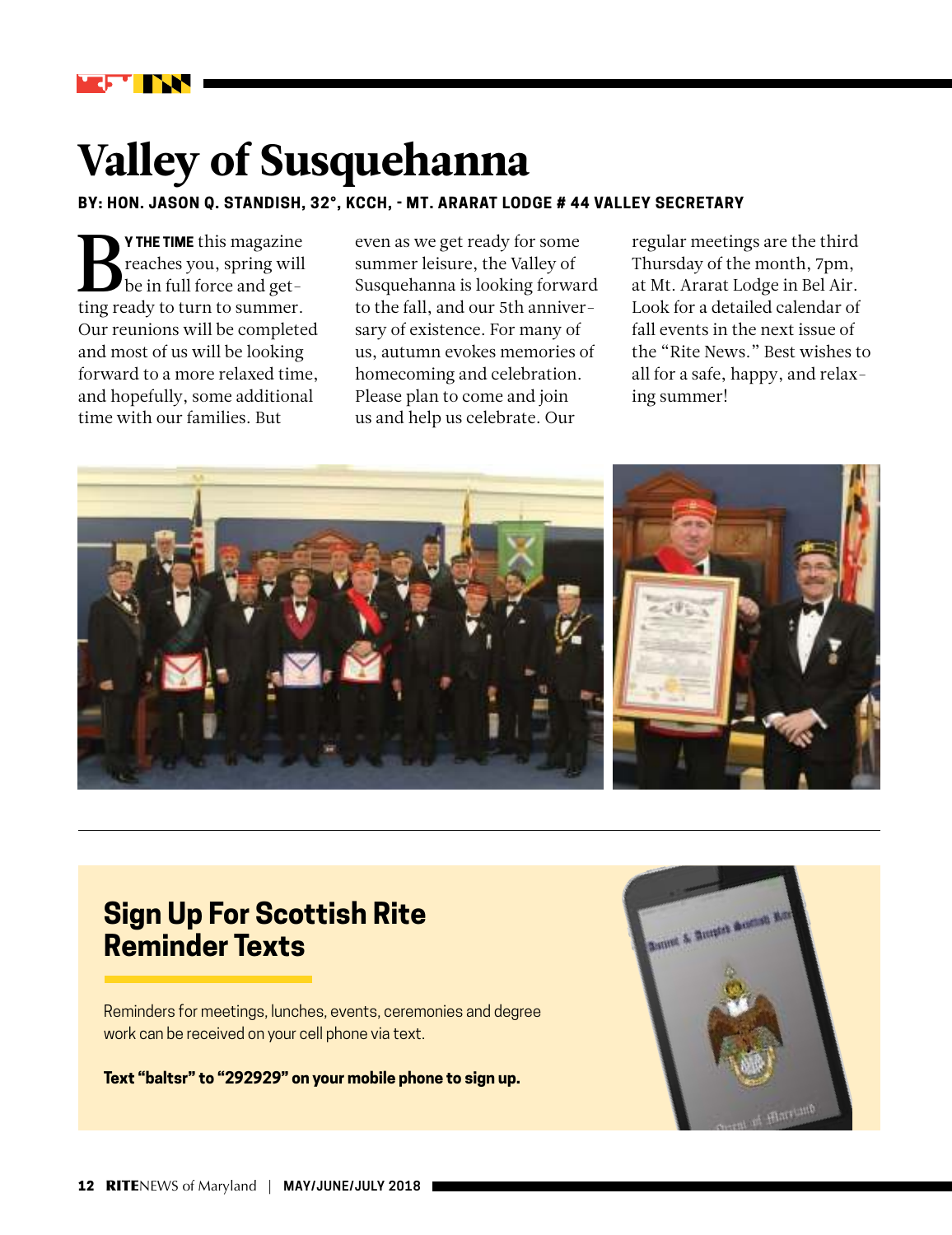# Valley of Susquehanna

**BY: HON. JASON Q. STANDISH, 32°, KCCH, - MT. ARARAT LODGE # 44 VALLEY SECRETARY**

**BY THE TIME** this magazine reaches you, spring will be in full force and getting ready to turn to summer. Our reunions will be completed and most of us will be looking forward to a more relaxed time, and hopefully, some additional time with our families. But even as we get ready for some summer leisure, the Valley of Susquehanna is looking forward to the fall, and our 5th anniversary of existence. For many of us, autumn evokes memories of homecoming and celebration. Please plan to come and join us and help us celebrate. Our regular meetings are the third Thursday of the month, 7pm, at Mt. Ararat Lodge in Bel Air. Look for a detailed calendar of fall events in the next issue of the "Rite News." Best wishes to all for a safe, happy, and relaxing summer!

## Sign Up For Scottish Rite Reminder Texts

Reminders for meetings, lunches, events, ceremonies and degree work can be received on your cell phone via text.

**Text "baltsr" to "292929" on your mobile phone to sign up.**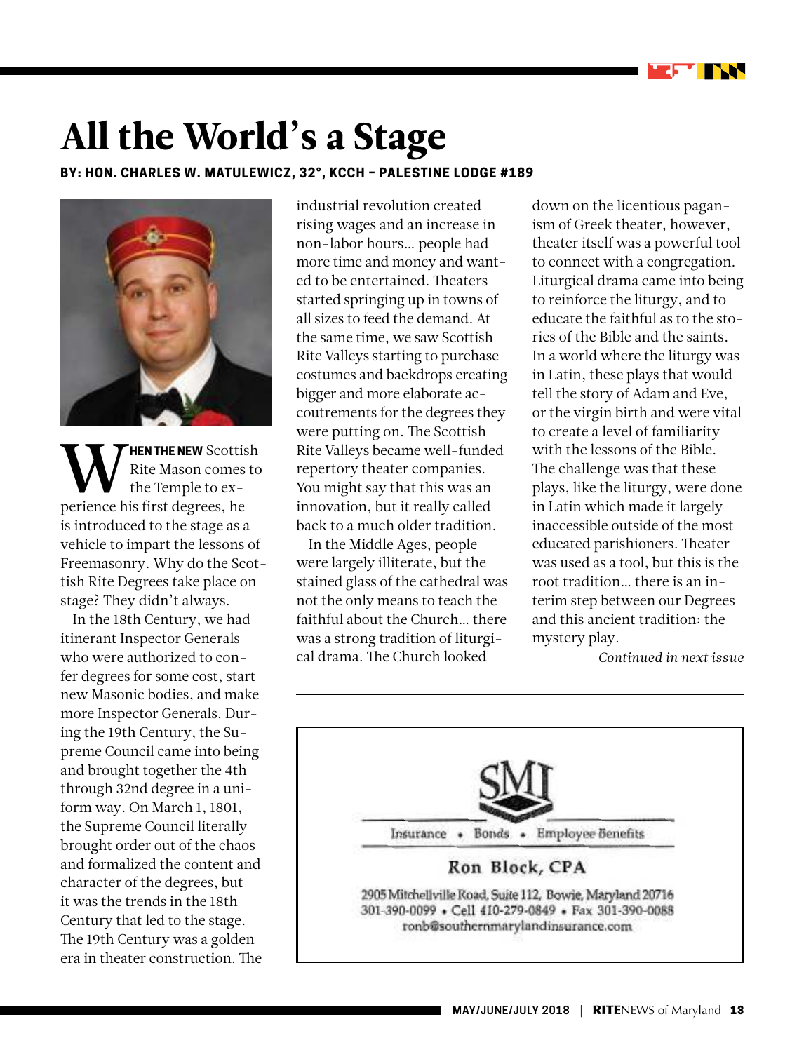# All the World's a Stage

**BY: HON. CHARLES W. MATULEWICZ, 32°, KCCH – PALESTINE LODGE #189**

**WHEN THE NEW** Scottish Rite Mason comes to the Temple to experience his first degrees, he is introduced to the stage as a vehicle to impart the lessons of Freemasonry. Why do the Scottish Rite Degrees take place on stage? They didn't always.

In the 18th Century, we had itinerant Inspector Generals who were authorized to confer degrees for some cost, start new Masonic bodies, and make more Inspector Generals. During the 19th Century, the Supreme Council came into being and brought together the 4th through 32nd degree in a uniform way. On March 1, 1801, the Supreme Council literally brought order out of the chaos and formalized the content and character of the degrees, but it was the trends in the 18th Century that led to the stage. The 19th Century was a golden era in theater construction. The industrial revolution created rising wages and an increase in non-labor hours… people had more time and money and wanted to be entertained. Theaters started springing up in towns of all sizes to feed the demand. At the same time, we saw Scottish Rite Valleys starting to purchase costumes and backdrops creating bigger and more elaborate accoutrements for the degrees they were putting on. The Scottish Rite Valleys became well-funded repertory theater companies. You might say that this was an innovation, but it really called back to a much older tradition.

In the Middle Ages, people were largely illiterate, but the stained glass of the cathedral was not the only means to teach the faithful about the Church… there was a strong tradition of liturgical drama. The Church looked down on the licentious paganism of Greek theater, however, theater itself was a powerful tool to connect with a congregation. Liturgical drama came into being to reinforce the liturgy, and to educate the faithful as to the stories of the Bible and the saints. In a world where the liturgy was in Latin, these plays that would tell the story of Adam and Eve, or the virgin birth and were vital to create a level of familiarity with the lessons of the Bible. The challenge was that these plays, like the liturgy, were done in Latin which made it largely inaccessible outside of the most educated parishioners. Theater was used as a tool, but this is the root tradition… there is an interim step between our Degrees and this ancient tradition: the mystery play.

*Continued in next issue*

---

**SMI**

Insurance • Bonds • Employee Benefits

**Ron Block, CPA**

2905 Mitchellville Road, Suite 112, Bowie, Maryland 20716
301-390-0099 • Cell 410-279-0849 • Fax 301-390-0088
ronb@southernmarylandinsurance.com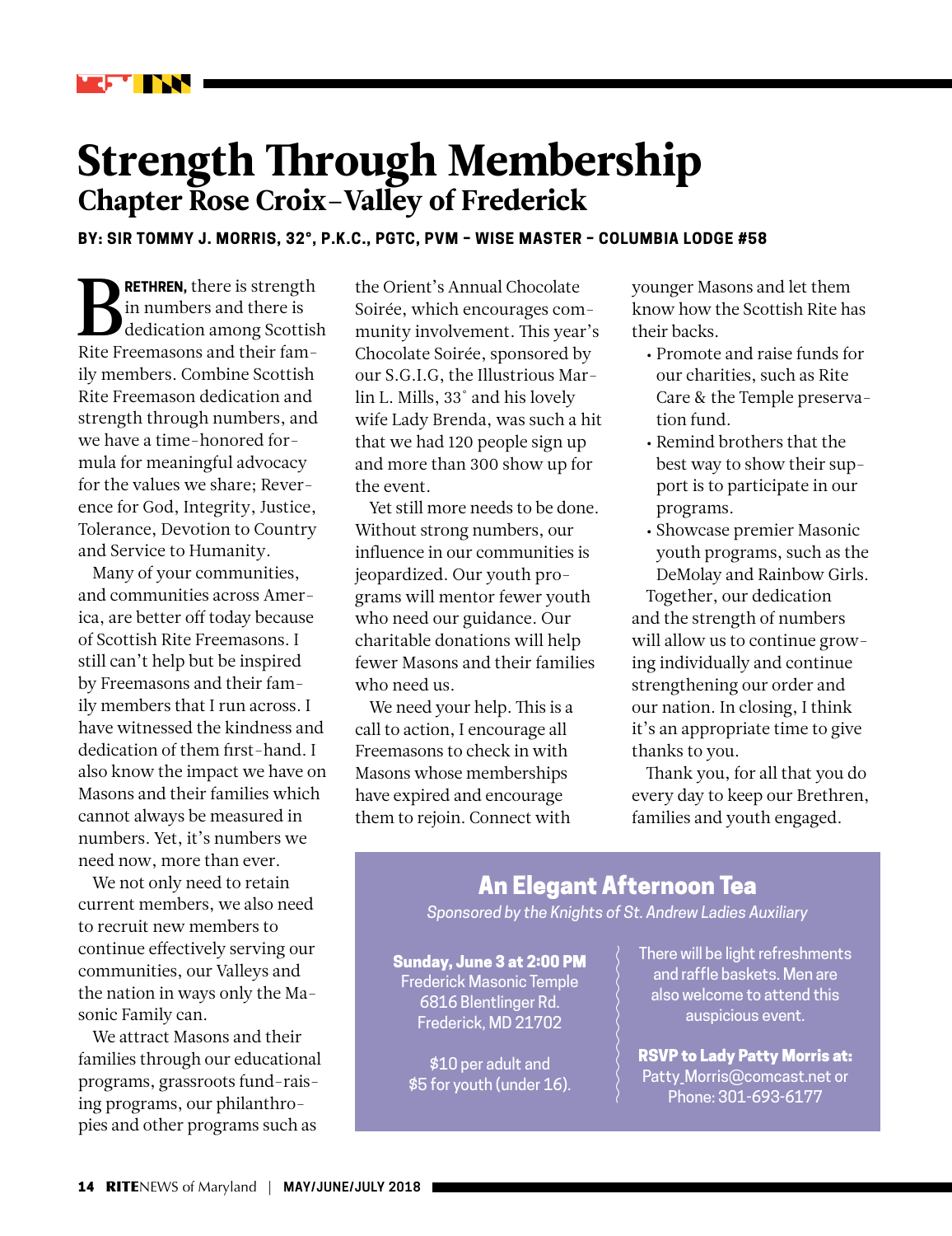# Strength Through Membership

## Chapter Rose Croix–Valley of Frederick

**BY: SIR TOMMY J. MORRIS, 32°, P.K.C., PGTC, PVM – WISE MASTER – COLUMBIA LODGE #58**

**BRETHREN,** there is strength in numbers and there is dedication among Scottish Rite Freemasons and their family members. Combine Scottish Rite Freemason dedication and strength through numbers, and we have a time-honored formula for meaningful advocacy for the values we share; Reverence for God, Integrity, Justice, Tolerance, Devotion to Country and Service to Humanity.

Many of your communities, and communities across America, are better off today because of Scottish Rite Freemasons. I still can't help but be inspired by Freemasons and their family members that I run across. I have witnessed the kindness and dedication of them first-hand. I also know the impact we have on Masons and their families which cannot always be measured in numbers. Yet, it's numbers we need now, more than ever.

We not only need to retain current members, we also need to recruit new members to continue effectively serving our communities, our Valleys and the nation in ways only the Masonic Family can.

We attract Masons and their families through our educational programs, grassroots fund-raising programs, our philanthropies and other programs such as the Orient's Annual Chocolate Soirée, which encourages community involvement. This year's Chocolate Soirée, sponsored by our S.G.I.G, the Illustrious Marlin L. Mills, 33° and his lovely wife Lady Brenda, was such a hit that we had 120 people sign up and more than 300 show up for the event.

Yet still more needs to be done. Without strong numbers, our influence in our communities is jeopardized. Our youth programs will mentor fewer youth who need our guidance. Our charitable donations will help fewer Masons and their families who need us.

We need your help. This is a call to action, I encourage all Freemasons to check in with Masons whose memberships have expired and encourage them to rejoin. Connect with younger Masons and let them know how the Scottish Rite has their backs.

- Promote and raise funds for our charities, such as Rite Care & the Temple preservation fund.
- Remind brothers that the best way to show their support is to participate in our programs.
- Showcase premier Masonic youth programs, such as the DeMolay and Rainbow Girls.

Together, our dedication and the strength of numbers will allow us to continue growing individually and continue strengthening our order and our nation. In closing, I think it's an appropriate time to give thanks to you.

Thank you, for all that you do every day to keep our Brethren, families and youth engaged.

---

### An Elegant Afternoon Tea

*Sponsored by the Knights of St. Andrew Ladies Auxiliary*

**Sunday, June 3 at 2:00 PM**
Frederick Masonic Temple
6816 Blentlinger Rd.
Frederick, MD 21702

$10 per adult and
$5 for youth (under 16).

There will be light refreshments and raffle baskets. Men are also welcome to attend this auspicious event.

**RSVP to Lady Patty Morris at:**
Patty_Morris@comcast.net or
Phone: 301-693-6177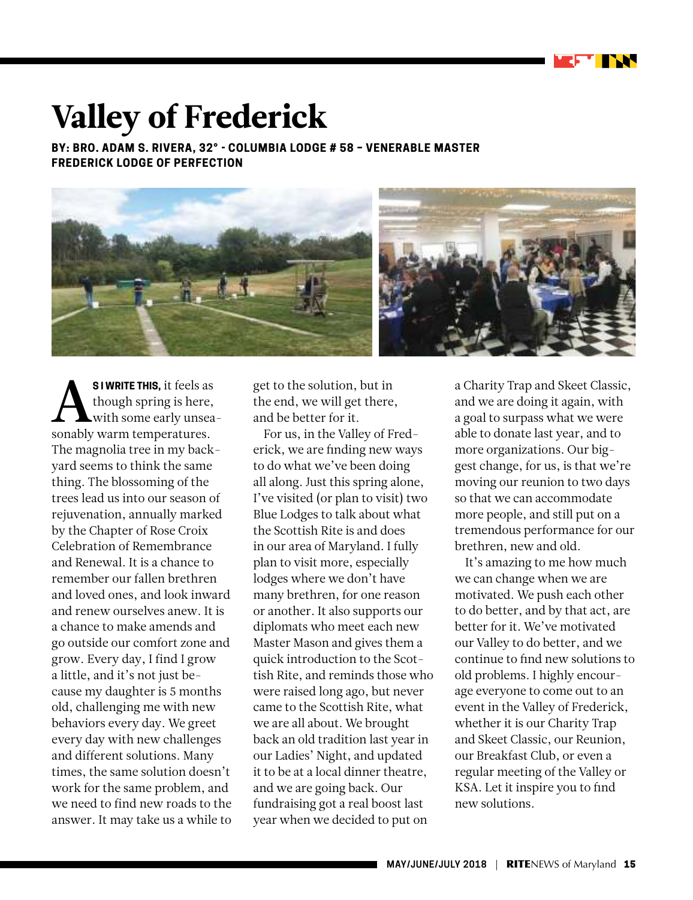# Valley of Frederick

**BY: BRO. ADAM S. RIVERA, 32° - COLUMBIA LODGE # 58 – VENERABLE MASTER FREDERICK LODGE OF PERFECTION**

**AS I WRITE THIS,** it feels as though spring is here, with some early unseasonably warm temperatures. The magnolia tree in my backyard seems to think the same thing. The blossoming of the trees lead us into our season of rejuvenation, annually marked by the Chapter of Rose Croix Celebration of Remembrance and Renewal. It is a chance to remember our fallen brethren and loved ones, and look inward and renew ourselves anew. It is a chance to make amends and go outside our comfort zone and grow. Every day, I find I grow a little, and it's not just because my daughter is 5 months old, challenging me with new behaviors every day. We greet every day with new challenges and different solutions. Many times, the same solution doesn't work for the same problem, and we need to find new roads to the answer. It may take us a while to get to the solution, but in the end, we will get there, and be better for it.

For us, in the Valley of Frederick, we are finding new ways to do what we've been doing all along. Just this spring alone, I've visited (or plan to visit) two Blue Lodges to talk about what the Scottish Rite is and does in our area of Maryland. I fully plan to visit more, especially lodges where we don't have many brethren, for one reason or another. It also supports our diplomats who meet each new Master Mason and gives them a quick introduction to the Scottish Rite, and reminds those who were raised long ago, but never came to the Scottish Rite, what we are all about. We brought back an old tradition last year in our Ladies' Night, and updated it to be at a local dinner theatre, and we are going back. Our fundraising got a real boost last year when we decided to put on a Charity Trap and Skeet Classic, and we are doing it again, with a goal to surpass what we were able to donate last year, and to more organizations. Our biggest change, for us, is that we're moving our reunion to two days so that we can accommodate more people, and still put on a tremendous performance for our brethren, new and old.

It's amazing to me how much we can change when we are motivated. We push each other to do better, and by that act, are better for it. We've motivated our Valley to do better, and we continue to find new solutions to old problems. I highly encourage everyone to come out to an event in the Valley of Frederick, whether it is our Charity Trap and Skeet Classic, our Reunion, our Breakfast Club, or even a regular meeting of the Valley or KSA. Let it inspire you to find new solutions.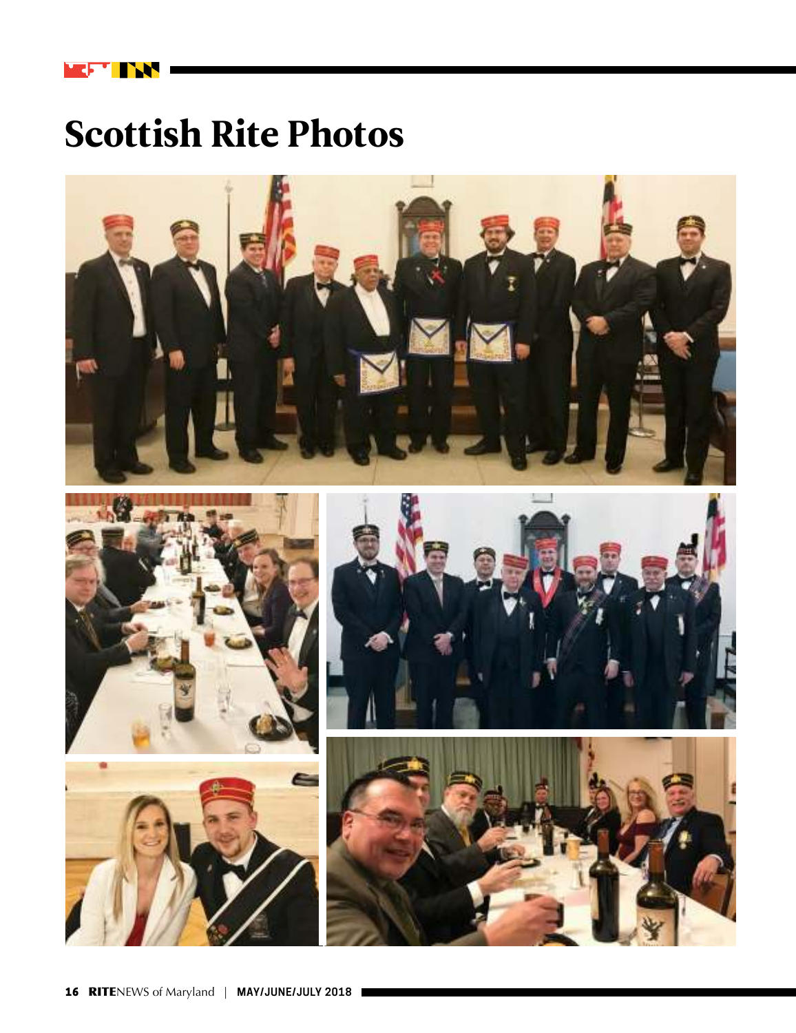# Scottish Rite Photos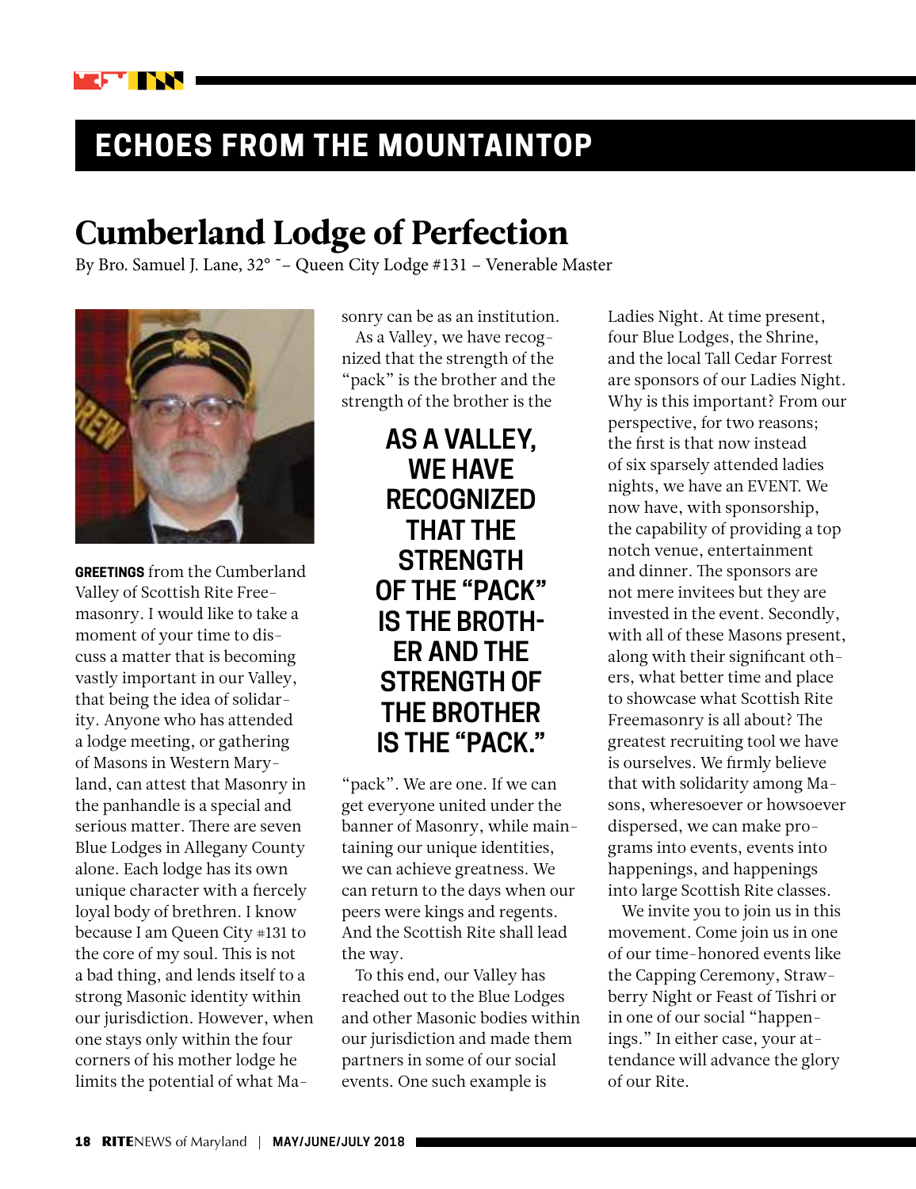## ECHOES FROM THE MOUNTAINTOP

# Cumberland Lodge of Perfection

By Bro. Samuel J. Lane, 32° ˜– Queen City Lodge #131 – Venerable Master

**GREETINGS** from the Cumberland Valley of Scottish Rite Freemasonry. I would like to take a moment of your time to discuss a matter that is becoming vastly important in our Valley, that being the idea of solidarity. Anyone who has attended a lodge meeting, or gathering of Masons in Western Maryland, can attest that Masonry in the panhandle is a special and serious matter. There are seven Blue Lodges in Allegany County alone. Each lodge has its own unique character with a fiercely loyal body of brethren. I know because I am Queen City #131 to the core of my soul. This is not a bad thing, and lends itself to a strong Masonic identity within our jurisdiction. However, when one stays only within the four corners of his mother lodge he limits the potential of what Masonry can be as an institution.

As a Valley, we have recognized that the strength of the "pack" is the brother and the strength of the brother is the "pack". We are one. If we can get everyone united under the banner of Masonry, while maintaining our unique identities, we can achieve greatness. We can return to the days when our peers were kings and regents. And the Scottish Rite shall lead the way.

**AS A VALLEY, WE HAVE RECOGNIZED THAT THE STRENGTH OF THE "PACK" IS THE BROTHER AND THE STRENGTH OF THE BROTHER IS THE "PACK."**

To this end, our Valley has reached out to the Blue Lodges and other Masonic bodies within our jurisdiction and made them partners in some of our social events. One such example is Ladies Night. At time present, four Blue Lodges, the Shrine, and the local Tall Cedar Forrest are sponsors of our Ladies Night. Why is this important? From our perspective, for two reasons; the first is that now instead of six sparsely attended ladies nights, we have an EVENT. We now have, with sponsorship, the capability of providing a top notch venue, entertainment and dinner. The sponsors are not mere invitees but they are invested in the event. Secondly, with all of these Masons present, along with their significant others, what better time and place to showcase what Scottish Rite Freemasonry is all about? The greatest recruiting tool we have is ourselves. We firmly believe that with solidarity among Masons, wheresoever or howsoever dispersed, we can make programs into events, events into happenings, and happenings into large Scottish Rite classes.

We invite you to join us in this movement. Come join us in one of our time-honored events like the Capping Ceremony, Strawberry Night or Feast of Tishri or in one of our social "happenings." In either case, your attendance will advance the glory of our Rite.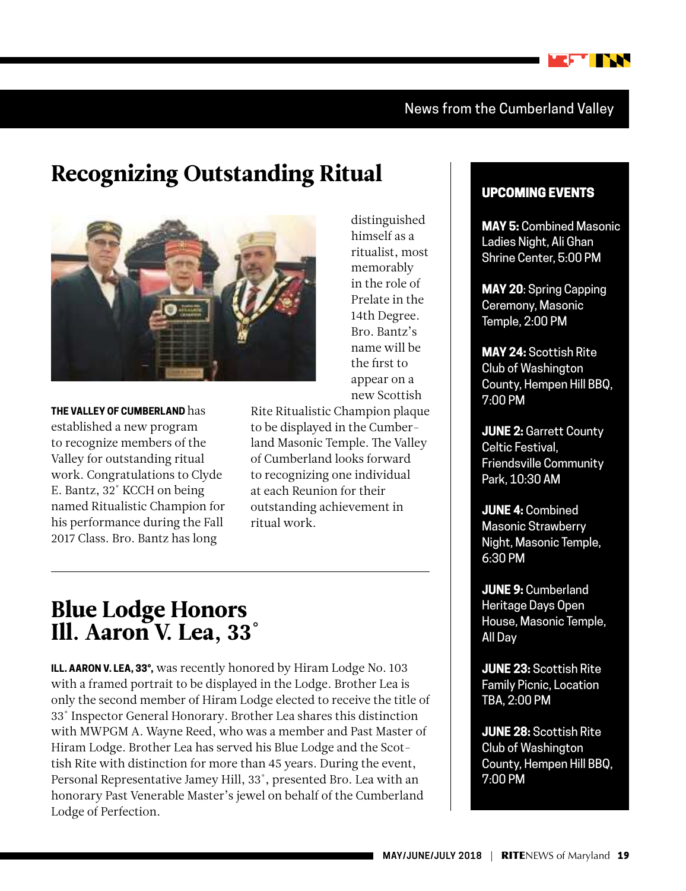News from the Cumberland Valley

# Recognizing Outstanding Ritual

**THE VALLEY OF CUMBERLAND** has established a new program to recognize members of the Valley for outstanding ritual work. Congratulations to Clyde E. Bantz, 32° KCCH on being named Ritualistic Champion for his performance during the Fall 2017 Class. Bro. Bantz has long distinguished himself as a ritualist, most memorably in the role of Prelate in the 14th Degree. Bro. Bantz's name will be the first to appear on a new Scottish Rite Ritualistic Champion plaque to be displayed in the Cumberland Masonic Temple. The Valley of Cumberland looks forward to recognizing one individual at each Reunion for their outstanding achievement in ritual work.

# Blue Lodge Honors Ill. Aaron V. Lea, 33°

**ILL. AARON V. LEA, 33°,** was recently honored by Hiram Lodge No. 103 with a framed portrait to be displayed in the Lodge. Brother Lea is only the second member of Hiram Lodge elected to receive the title of 33° Inspector General Honorary. Brother Lea shares this distinction with MWPGM A. Wayne Reed, who was a member and Past Master of Hiram Lodge. Brother Lea has served his Blue Lodge and the Scottish Rite with distinction for more than 45 years. During the event, Personal Representative Jamey Hill, 33°, presented Bro. Lea with an honorary Past Venerable Master's jewel on behalf of the Cumberland Lodge of Perfection.

## UPCOMING EVENTS

**MAY 5:** Combined Masonic Ladies Night, Ali Ghan Shrine Center, 5:00 PM

**MAY 20**: Spring Capping Ceremony, Masonic Temple, 2:00 PM

**MAY 24:** Scottish Rite Club of Washington County, Hempen Hill BBQ, 7:00 PM

**JUNE 2:** Garrett County Celtic Festival, Friendsville Community Park, 10:30 AM

**JUNE 4:** Combined Masonic Strawberry Night, Masonic Temple, 6:30 PM

**JUNE 9:** Cumberland Heritage Days Open House, Masonic Temple, All Day

**JUNE 23:** Scottish Rite Family Picnic, Location TBA, 2:00 PM

**JUNE 28:** Scottish Rite Club of Washington County, Hempen Hill BBQ, 7:00 PM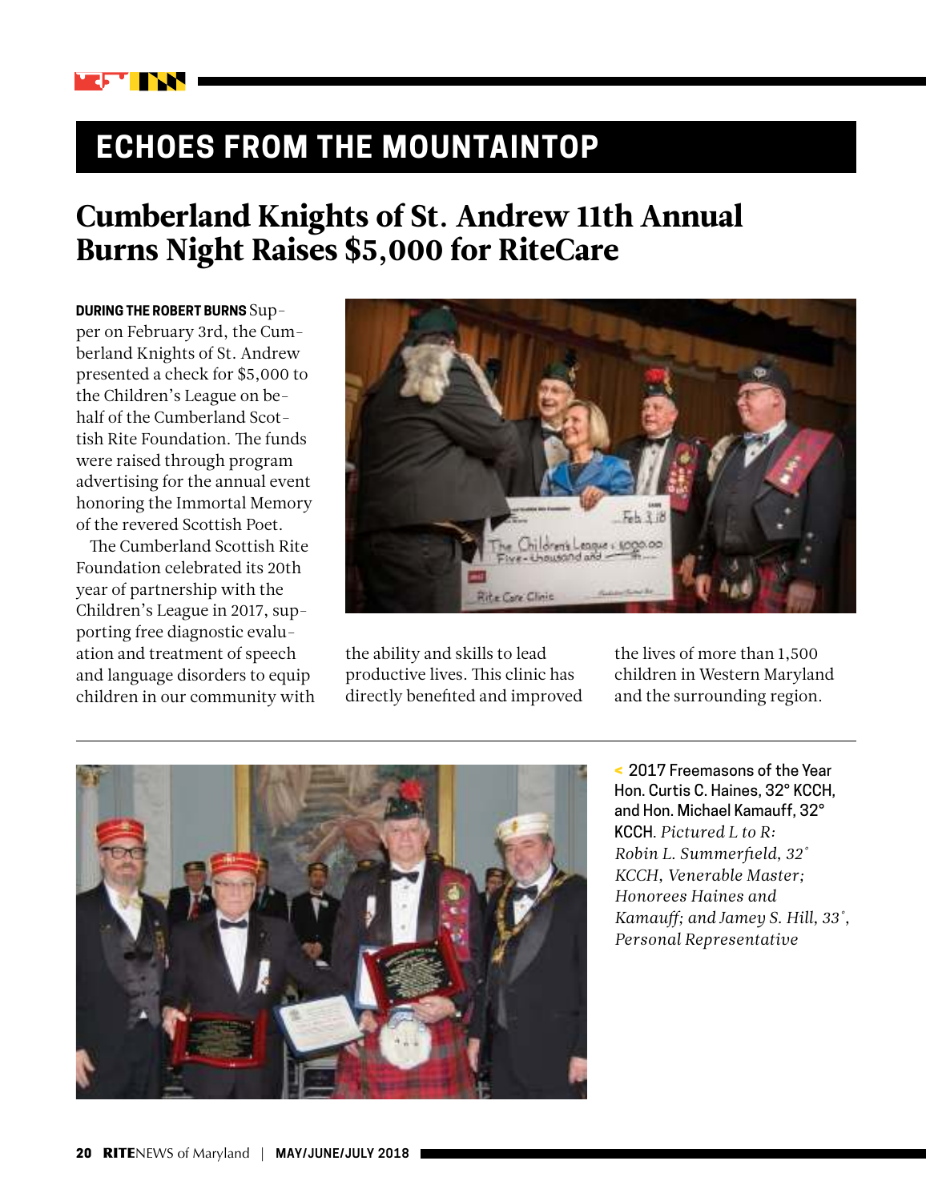## ECHOES FROM THE MOUNTAINTOP

# Cumberland Knights of St. Andrew 11th Annual Burns Night Raises $5,000 for RiteCare

**DURING THE ROBERT BURNS** Supper on February 3rd, the Cumberland Knights of St. Andrew presented a check for $5,000 to the Children's League on behalf of the Cumberland Scottish Rite Foundation. The funds were raised through program advertising for the annual event honoring the Immortal Memory of the revered Scottish Poet.

The Cumberland Scottish Rite Foundation celebrated its 20th year of partnership with the Children's League in 2017, supporting free diagnostic evaluation and treatment of speech and language disorders to equip children in our community with the ability and skills to lead productive lives. This clinic has directly benefited and improved the lives of more than 1,500 children in Western Maryland and the surrounding region.

< 2017 Freemasons of the Year Hon. Curtis C. Haines, 32° KCCH, and Hon. Michael Kamauff, 32° KCCH. *Pictured L to R: Robin L. Summerfield, 32° KCCH, Venerable Master; Honorees Haines and Kamauff; and Jamey S. Hill, 33°, Personal Representative*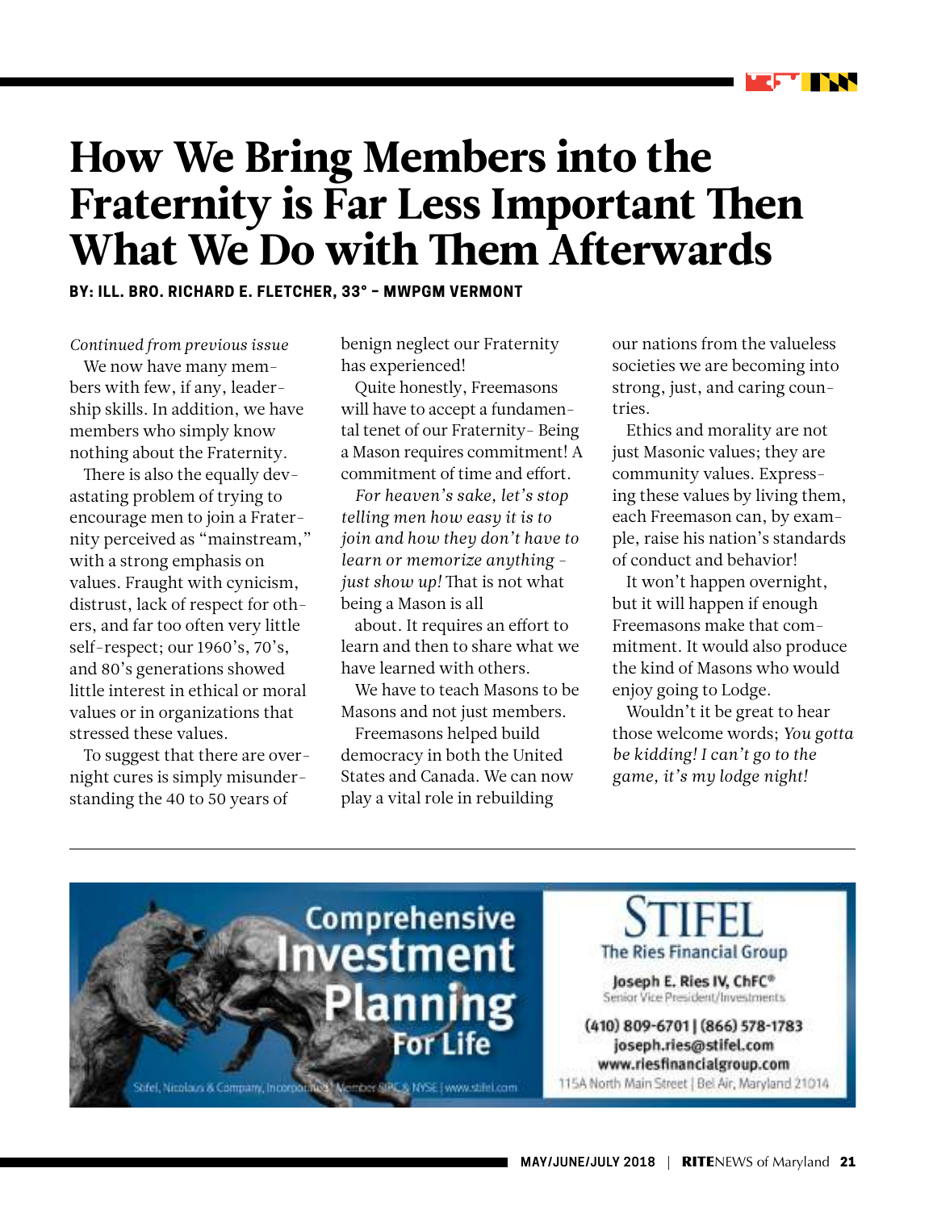# How We Bring Members into the Fraternity is Far Less Important Then What We Do with Them Afterwards

**BY: ILL. BRO. RICHARD E. FLETCHER, 33° – MWPGM VERMONT**

*Continued from previous issue*

We now have many members with few, if any, leadership skills. In addition, we have members who simply know nothing about the Fraternity.

There is also the equally devastating problem of trying to encourage men to join a Fraternity perceived as "mainstream," with a strong emphasis on values. Fraught with cynicism, distrust, lack of respect for others, and far too often very little self-respect; our 1960's, 70's, and 80's generations showed little interest in ethical or moral values or in organizations that stressed these values.

To suggest that there are overnight cures is simply misunderstanding the 40 to 50 years of benign neglect our Fraternity has experienced!

Quite honestly, Freemasons will have to accept a fundamental tenet of our Fraternity- Being a Mason requires commitment! A commitment of time and effort.

*For heaven's sake, let's stop telling men how easy it is to join and how they don't have to learn or memorize anything - just show up!* That is not what being a Mason is all about. It requires an effort to learn and then to share what we have learned with others.

We have to teach Masons to be Masons and not just members.

Freemasons helped build democracy in both the United States and Canada. We can now play a vital role in rebuilding our nations from the valueless societies we are becoming into strong, just, and caring countries.

Ethics and morality are not just Masonic values; they are community values. Expressing these values by living them, each Freemason can, by example, raise his nation's standards of conduct and behavior!

It won't happen overnight, but it will happen if enough Freemasons make that commitment. It would also produce the kind of Masons who would enjoy going to Lodge.

Wouldn't it be great to hear those welcome words; *You gotta be kidding! I can't go to the game, it's my lodge night!*

---

Comprehensive Investment Planning For Life

Stifel, Nicolaus & Company, Incorporated | Member SIPC & NYSE | www.stifel.com

STIFEL
The Ries Financial Group

Joseph E. Ries IV, ChFC®
Senior Vice President/Investments

(410) 809-6701 | (866) 578-1783
joseph.ries@stifel.com
www.riesfinancialgroup.com
115A North Main Street | Bel Air, Maryland 21014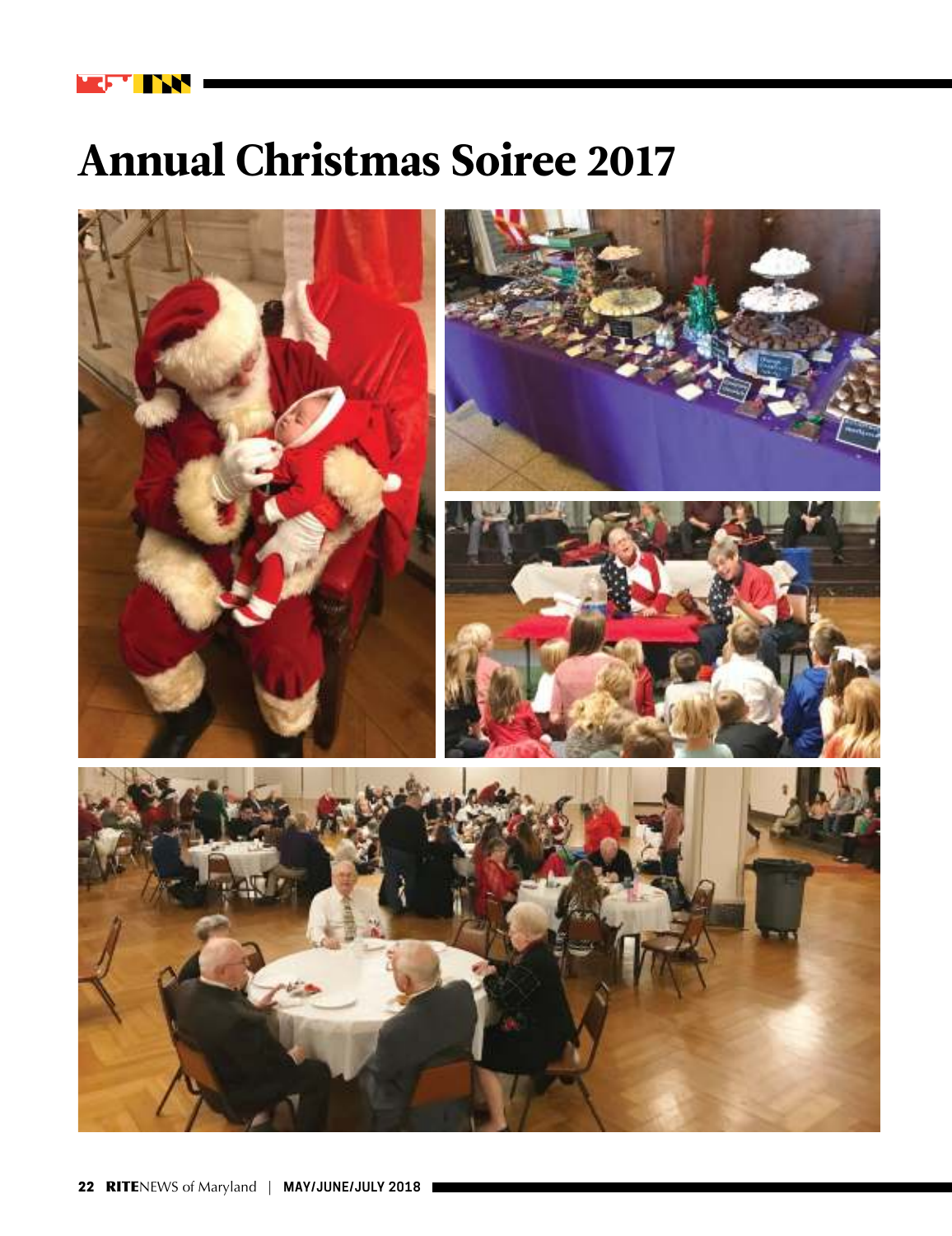# Annual Christmas Soiree 2017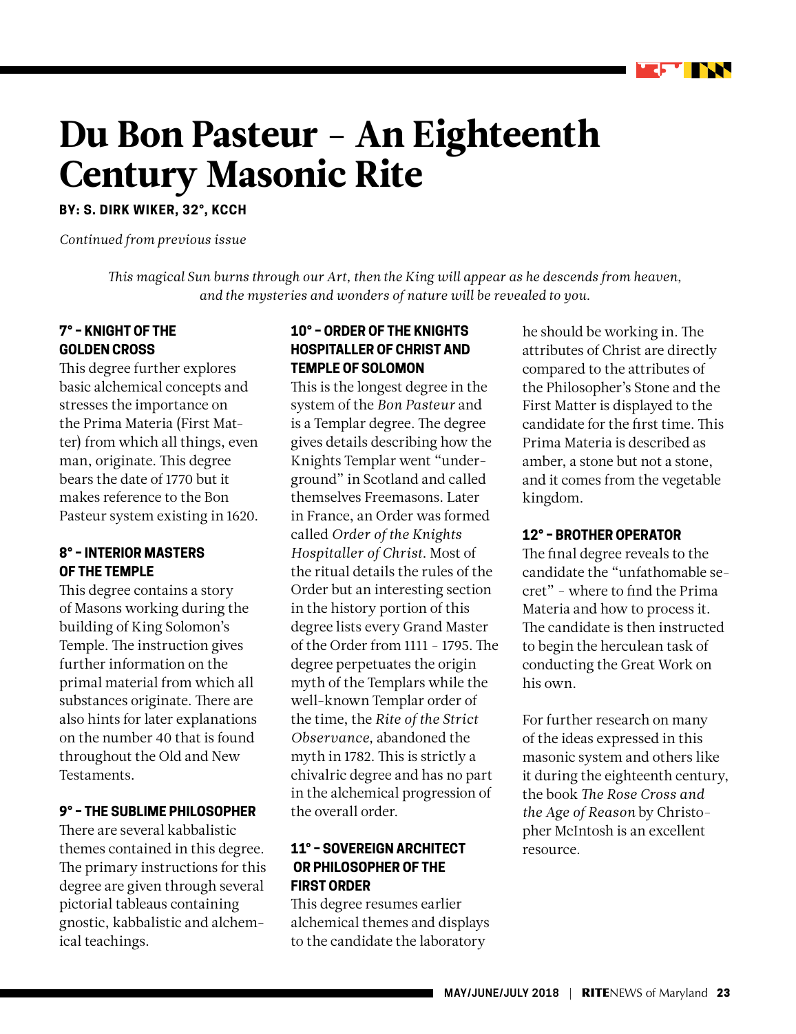# Du Bon Pasteur – An Eighteenth Century Masonic Rite

**BY: S. DIRK WIKER, 32°, KCCH**

*Continued from previous issue*

*This magical Sun burns through our Art, then the King will appear as he descends from heaven, and the mysteries and wonders of nature will be revealed to you.*

### 7° – KNIGHT OF THE GOLDEN CROSS

This degree further explores basic alchemical concepts and stresses the importance on the Prima Materia (First Matter) from which all things, even man, originate. This degree bears the date of 1770 but it makes reference to the Bon Pasteur system existing in 1620.

### 8° – INTERIOR MASTERS OF THE TEMPLE

This degree contains a story of Masons working during the building of King Solomon's Temple. The instruction gives further information on the primal material from which all substances originate. There are also hints for later explanations on the number 40 that is found throughout the Old and New Testaments.

### 9° – THE SUBLIME PHILOSOPHER

There are several kabbalistic themes contained in this degree. The primary instructions for this degree are given through several pictorial tableaus containing gnostic, kabbalistic and alchemical teachings.

### 10° – ORDER OF THE KNIGHTS HOSPITALLER OF CHRIST AND TEMPLE OF SOLOMON

This is the longest degree in the system of the *Bon Pasteur* and is a Templar degree. The degree gives details describing how the Knights Templar went "underground" in Scotland and called themselves Freemasons. Later in France, an Order was formed called *Order of the Knights Hospitaller of Christ*. Most of the ritual details the rules of the Order but an interesting section in the history portion of this degree lists every Grand Master of the Order from 1111 – 1795. The degree perpetuates the origin myth of the Templars while the well-known Templar order of the time, the *Rite of the Strict Observance*, abandoned the myth in 1782. This is strictly a chivalric degree and has no part in the alchemical progression of the overall order.

### 11° – SOVEREIGN ARCHITECT OR PHILOSOPHER OF THE FIRST ORDER

This degree resumes earlier alchemical themes and displays to the candidate the laboratory he should be working in. The attributes of Christ are directly compared to the attributes of the Philosopher's Stone and the First Matter is displayed to the candidate for the first time. This Prima Materia is described as amber, a stone but not a stone, and it comes from the vegetable kingdom.

### 12° – BROTHER OPERATOR

The final degree reveals to the candidate the "unfathomable secret" – where to find the Prima Materia and how to process it. The candidate is then instructed to begin the herculean task of conducting the Great Work on his own.

For further research on many of the ideas expressed in this masonic system and others like it during the eighteenth century, the book *The Rose Cross and the Age of Reason* by Christopher McIntosh is an excellent resource.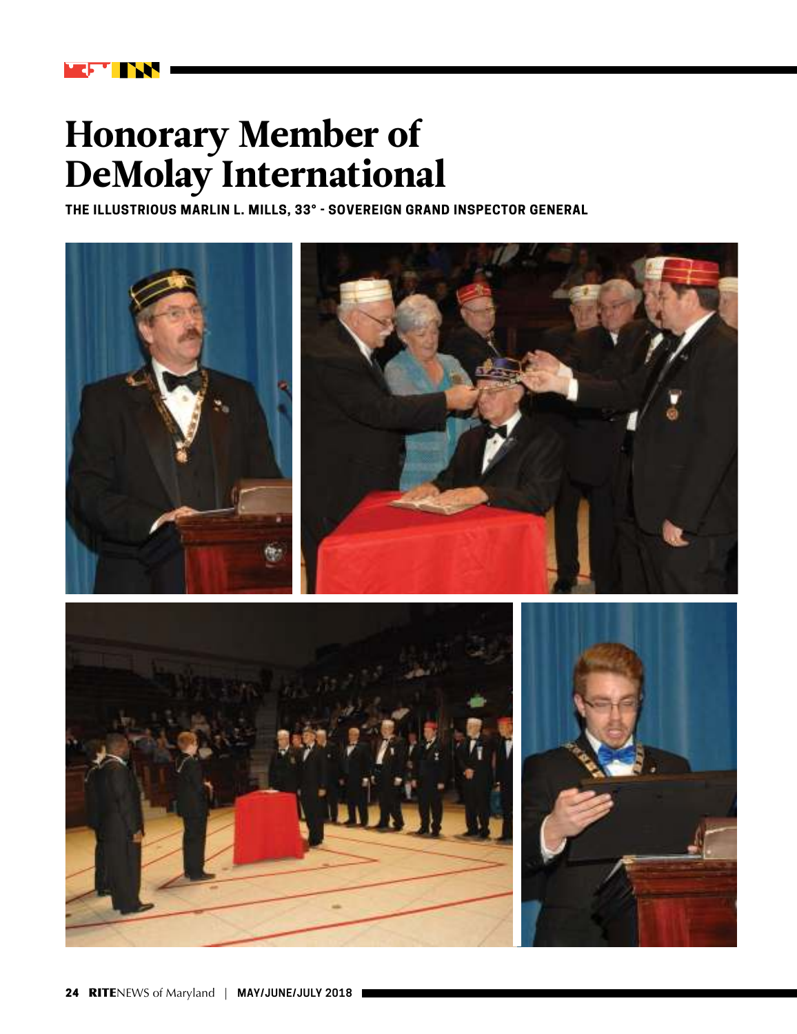# Honorary Member of DeMolay International

**THE ILLUSTRIOUS MARLIN L. MILLS, 33° - SOVEREIGN GRAND INSPECTOR GENERAL**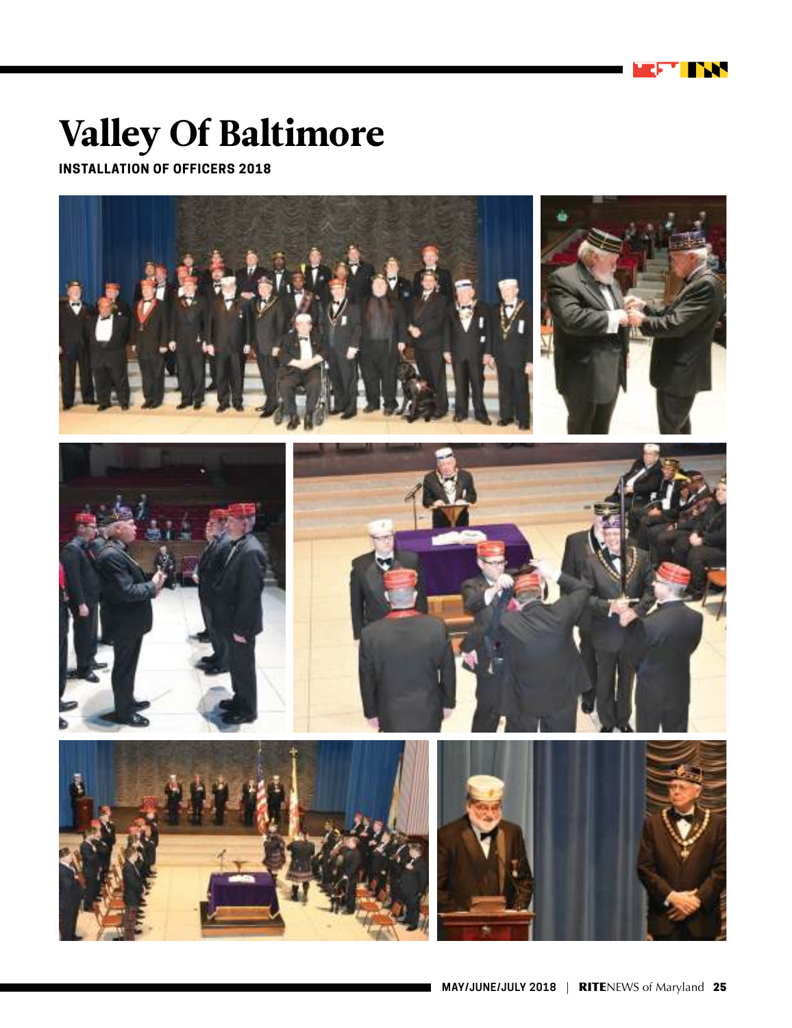# Valley Of Baltimore

**INSTALLATION OF OFFICERS 2018**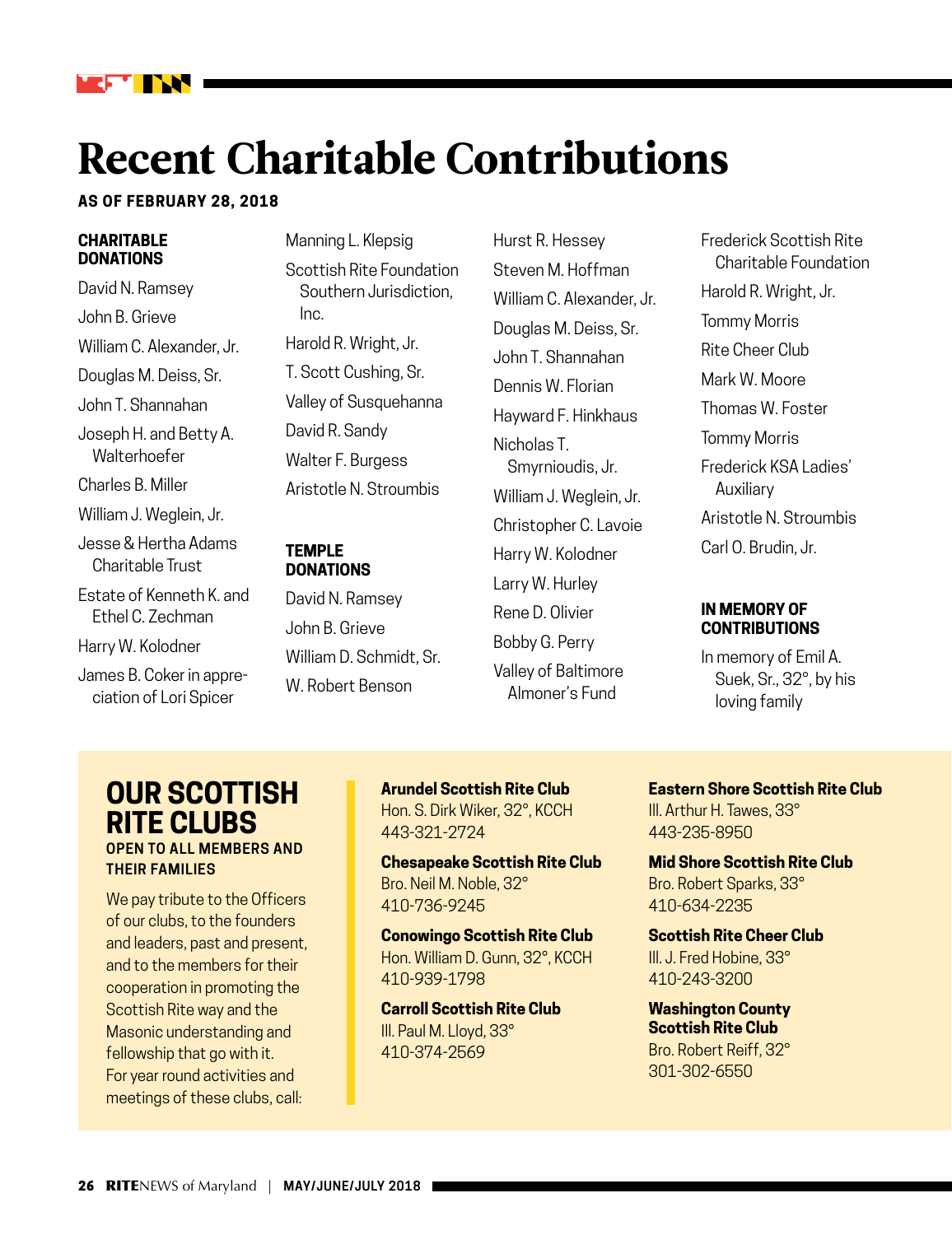# Recent Charitable Contributions

**AS OF FEBRUARY 28, 2018**

## CHARITABLE DONATIONS

David N. Ramsey

John B. Grieve

William C. Alexander, Jr.

Douglas M. Deiss, Sr.

John T. Shannahan

Joseph H. and Betty A. Walterhoefer

Charles B. Miller

William J. Weglein, Jr.

Jesse & Hertha Adams Charitable Trust

Estate of Kenneth K. and Ethel C. Zechman

Harry W. Kolodner

James B. Coker in appreciation of Lori Spicer

Manning L. Klepsig

Scottish Rite Foundation Southern Jurisdiction, Inc.

Harold R. Wright, Jr.

T. Scott Cushing, Sr.

Valley of Susquehanna

David R. Sandy

Walter F. Burgess

Aristotle N. Stroumbis

## TEMPLE DONATIONS

David N. Ramsey

John B. Grieve

William D. Schmidt, Sr.

W. Robert Benson

Hurst R. Hessey

Steven M. Hoffman

William C. Alexander, Jr.

Douglas M. Deiss, Sr.

John T. Shannahan

Dennis W. Florian

Hayward F. Hinkhaus

Nicholas T. Smyrnioudis, Jr.

William J. Weglein, Jr.

Christopher C. Lavoie

Harry W. Kolodner

Larry W. Hurley

Rene D. Olivier

Bobby G. Perry

Valley of Baltimore Almoner's Fund

Frederick Scottish Rite Charitable Foundation

Harold R. Wright, Jr.

Tommy Morris

Rite Cheer Club

Mark W. Moore

Thomas W. Foster

Tommy Morris

Frederick KSA Ladies' Auxiliary

Aristotle N. Stroumbis

Carl O. Brudin, Jr.

## IN MEMORY OF CONTRIBUTIONS

In memory of Emil A. Suek, Sr., 32°, by his loving family

# OUR SCOTTISH RITE CLUBS

**OPEN TO ALL MEMBERS AND THEIR FAMILIES**

We pay tribute to the Officers of our clubs, to the founders and leaders, past and present, and to the members for their cooperation in promoting the Scottish Rite way and the Masonic understanding and fellowship that go with it. For year round activities and meetings of these clubs, call:

**Arundel Scottish Rite Club**
Hon. S. Dirk Wiker, 32°, KCCH
443-321-2724

**Chesapeake Scottish Rite Club**
Bro. Neil M. Noble, 32°
410-736-9245

**Conowingo Scottish Rite Club**
Hon. William D. Gunn, 32°, KCCH
410-939-1798

**Carroll Scottish Rite Club**
Ill. Paul M. Lloyd, 33°
410-374-2569

**Eastern Shore Scottish Rite Club**
Ill. Arthur H. Tawes, 33°
443-235-8950

**Mid Shore Scottish Rite Club**
Bro. Robert Sparks, 33°
410-634-2235

**Scottish Rite Cheer Club**
Ill. J. Fred Hobine, 33°
410-243-3200

**Washington County Scottish Rite Club**
Bro. Robert Reiff, 32°
301-302-6550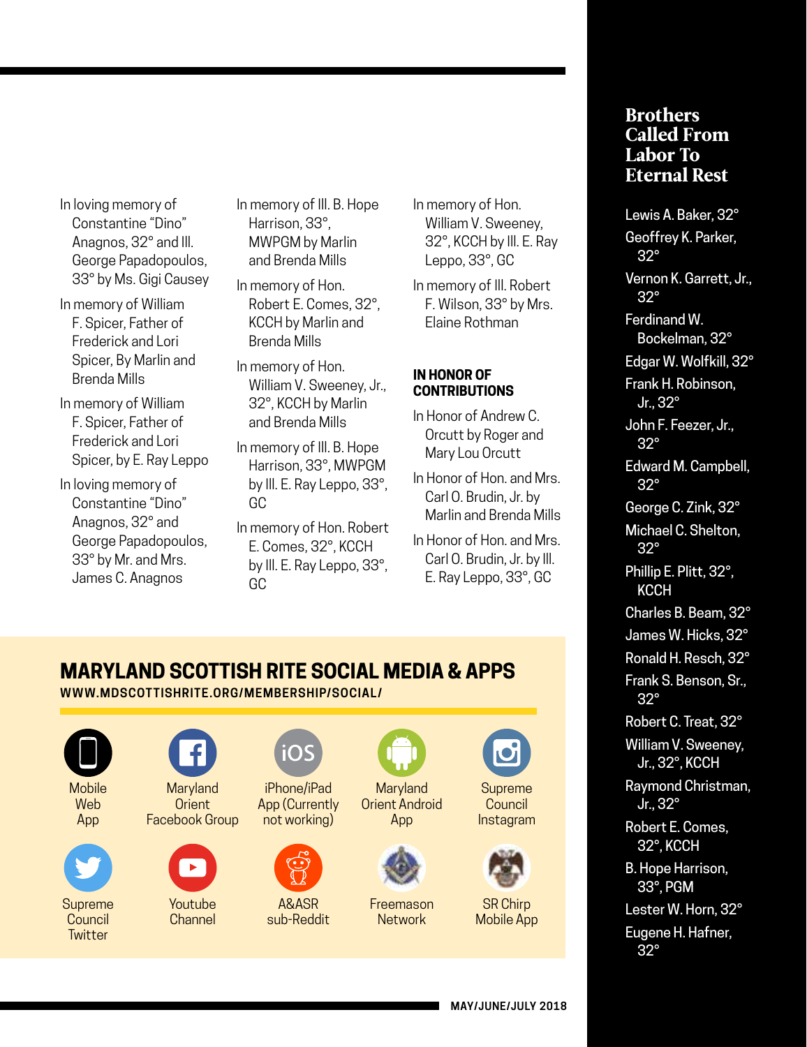In loving memory of Constantine "Dino" Anagnos, 32° and Ill. George Papadopoulos, 33° by Ms. Gigi Causey

In memory of William F. Spicer, Father of Frederick and Lori Spicer, By Marlin and Brenda Mills

In memory of William F. Spicer, Father of Frederick and Lori Spicer, by E. Ray Leppo

In loving memory of Constantine "Dino" Anagnos, 32° and George Papadopoulos, 33° by Mr. and Mrs. James C. Anagnos

In memory of Ill. B. Hope Harrison, 33°, MWPGM by Marlin and Brenda Mills

In memory of Hon. Robert E. Comes, 32°, KCCH by Marlin and Brenda Mills

In memory of Hon. William V. Sweeney, Jr., 32°, KCCH by Marlin and Brenda Mills

In memory of Ill. B. Hope Harrison, 33°, MWPGM by Ill. E. Ray Leppo, 33°, GC

In memory of Hon. Robert E. Comes, 32°, KCCH by Ill. E. Ray Leppo, 33°, GC

In memory of Hon. William V. Sweeney, 32°, KCCH by Ill. E. Ray Leppo, 33°, GC

In memory of Ill. Robert F. Wilson, 33° by Mrs. Elaine Rothman

### IN HONOR OF CONTRIBUTIONS

In Honor of Andrew C. Orcutt by Roger and Mary Lou Orcutt

In Honor of Hon. and Mrs. Carl O. Brudin, Jr. by Marlin and Brenda Mills

In Honor of Hon. and Mrs. Carl O. Brudin, Jr. by Ill. E. Ray Leppo, 33°, GC

## MARYLAND SCOTTISH RITE SOCIAL MEDIA & APPS

**WWW.MDSCOTTISHRITE.ORG/MEMBERSHIP/SOCIAL/**

- Mobile Web App
- Maryland Orient Facebook Group
- iPhone/iPad App (Currently not working)
- Maryland Orient Android App
- Supreme Council Instagram
- Supreme Council Twitter
- Youtube Channel
- A&ASR sub-Reddit
- Freemason Network
- SR Chirp Mobile App

## Brothers Called From Labor To Eternal Rest

Lewis A. Baker, 32°

Geoffrey K. Parker, 32°

Vernon K. Garrett, Jr., 32°

Ferdinand W. Bockelman, 32°

Edgar W. Wolfkill, 32°

Frank H. Robinson, Jr., 32°

John F. Feezer, Jr., 32°

Edward M. Campbell, 32°

George C. Zink, 32°

Michael C. Shelton, 32°

Phillip E. Plitt, 32°, KCCH

Charles B. Beam, 32°

James W. Hicks, 32°

Ronald H. Resch, 32°

Frank S. Benson, Sr., 32°

Robert C. Treat, 32°

William V. Sweeney, Jr., 32°, KCCH

Raymond Christman, Jr., 32°

Robert E. Comes, 32°, KCCH

B. Hope Harrison, 33°, PGM

Lester W. Horn, 32°

Eugene H. Hafner, 32°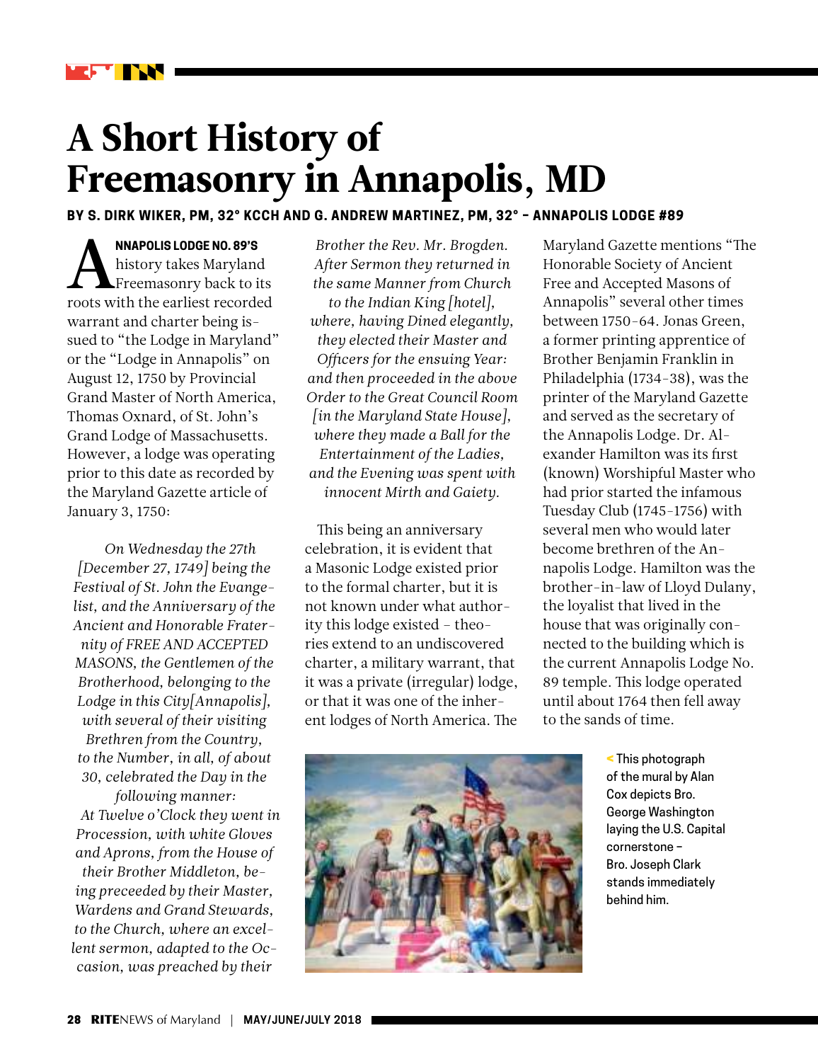# A Short History of Freemasonry in Annapolis, MD

**BY S. DIRK WIKER, PM, 32° KCCH AND G. ANDREW MARTINEZ, PM, 32° – ANNAPOLIS LODGE #89**

**ANNAPOLIS LODGE NO. 89'S** history takes Maryland Freemasonry back to its roots with the earliest recorded warrant and charter being issued to "the Lodge in Maryland" or the "Lodge in Annapolis" on August 12, 1750 by Provincial Grand Master of North America, Thomas Oxnard, of St. John's Grand Lodge of Massachusetts. However, a lodge was operating prior to this date as recorded by the Maryland Gazette article of January 3, 1750:

> *On Wednesday the 27th [December 27, 1749] being the Festival of St. John the Evangelist, and the Anniversary of the Ancient and Honorable Fraternity of FREE AND ACCEPTED MASONS, the Gentlemen of the Brotherhood, belonging to the Lodge in this City[Annapolis], with several of their visiting Brethren from the Country, to the Number, in all, of about 30, celebrated the Day in the following manner:*
>
> *At Twelve o'Clock they went in Procession, with white Gloves and Aprons, from the House of their Brother Middleton, being preceeded by their Master, Wardens and Grand Stewards, to the Church, where an excellent sermon, adapted to the Occasion, was preached by their Brother the Rev. Mr. Brogden. After Sermon they returned in the same Manner from Church to the Indian King [hotel], where, having Dined elegantly, they elected their Master and Officers for the ensuing Year: and then proceeded in the above Order to the Great Council Room [in the Maryland State House], where they made a Ball for the Entertainment of the Ladies, and the Evening was spent with innocent Mirth and Gaiety.*

This being an anniversary celebration, it is evident that a Masonic Lodge existed prior to the formal charter, but it is not known under what authority this lodge existed – theories extend to an undiscovered charter, a military warrant, that it was a private (irregular) lodge, or that it was one of the inherent lodges of North America. The Maryland Gazette mentions "The Honorable Society of Ancient Free and Accepted Masons of Annapolis" several other times between 1750-64. Jonas Green, a former printing apprentice of Brother Benjamin Franklin in Philadelphia (1734-38), was the printer of the Maryland Gazette and served as the secretary of the Annapolis Lodge. Dr. Alexander Hamilton was its first (known) Worshipful Master who had prior started the infamous Tuesday Club (1745-1756) with several men who would later become brethren of the Annapolis Lodge. Hamilton was the brother-in-law of Lloyd Dulany, the loyalist that lived in the house that was originally connected to the building which is the current Annapolis Lodge No. 89 temple. This lodge operated until about 1764 then fell away to the sands of time.

< This photograph of the mural by Alan Cox depicts Bro. George Washington laying the U.S. Capital cornerstone – Bro. Joseph Clark stands immediately behind him.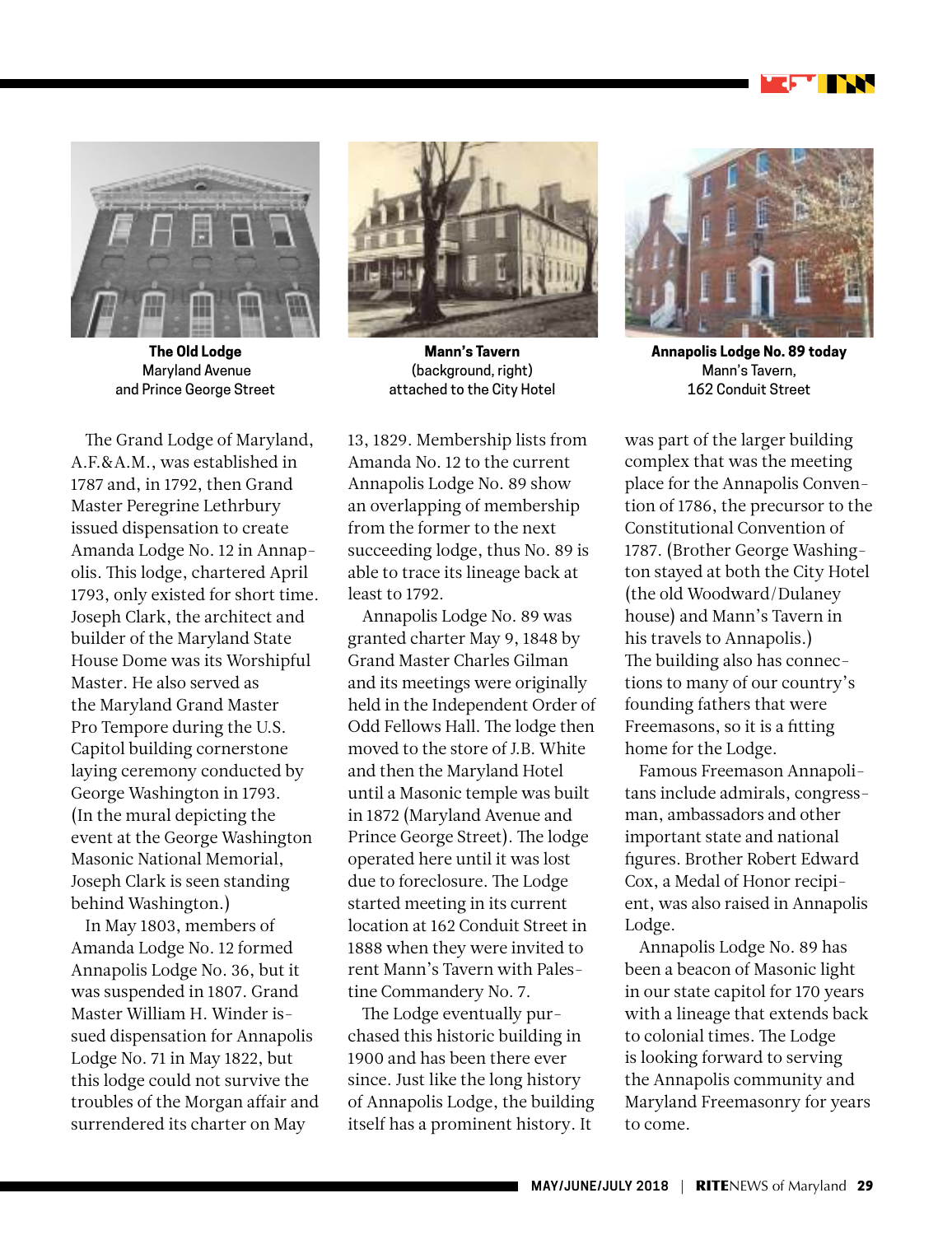**The Old Lodge**
Maryland Avenue
and Prince George Street

**Mann's Tavern**
(background, right)
attached to the City Hotel

**Annapolis Lodge No. 89 today**
Mann's Tavern,
162 Conduit Street

The Grand Lodge of Maryland, A.F.&A.M., was established in 1787 and, in 1792, then Grand Master Peregrine Lethrbury issued dispensation to create Amanda Lodge No. 12 in Annapolis. This lodge, chartered April 1793, only existed for short time. Joseph Clark, the architect and builder of the Maryland State House Dome was its Worshipful Master. He also served as the Maryland Grand Master Pro Tempore during the U.S. Capitol building cornerstone laying ceremony conducted by George Washington in 1793. (In the mural depicting the event at the George Washington Masonic National Memorial, Joseph Clark is seen standing behind Washington.)

In May 1803, members of Amanda Lodge No. 12 formed Annapolis Lodge No. 36, but it was suspended in 1807. Grand Master William H. Winder issued dispensation for Annapolis Lodge No. 71 in May 1822, but this lodge could not survive the troubles of the Morgan affair and surrendered its charter on May 13, 1829. Membership lists from Amanda No. 12 to the current Annapolis Lodge No. 89 show an overlapping of membership from the former to the next succeeding lodge, thus No. 89 is able to trace its lineage back at least to 1792.

Annapolis Lodge No. 89 was granted charter May 9, 1848 by Grand Master Charles Gilman and its meetings were originally held in the Independent Order of Odd Fellows Hall. The lodge then moved to the store of J.B. White and then the Maryland Hotel until a Masonic temple was built in 1872 (Maryland Avenue and Prince George Street). The lodge operated here until it was lost due to foreclosure. The Lodge started meeting in its current location at 162 Conduit Street in 1888 when they were invited to rent Mann's Tavern with Palestine Commandery No. 7.

The Lodge eventually purchased this historic building in 1900 and has been there ever since. Just like the long history of Annapolis Lodge, the building itself has a prominent history. It was part of the larger building complex that was the meeting place for the Annapolis Convention of 1786, the precursor to the Constitutional Convention of 1787. (Brother George Washington stayed at both the City Hotel (the old Woodward/Dulaney house) and Mann's Tavern in his travels to Annapolis.) The building also has connections to many of our country's founding fathers that were Freemasons, so it is a fitting home for the Lodge.

Famous Freemason Annapolitans include admirals, congressman, ambassadors and other important state and national figures. Brother Robert Edward Cox, a Medal of Honor recipient, was also raised in Annapolis Lodge.

Annapolis Lodge No. 89 has been a beacon of Masonic light in our state capitol for 170 years with a lineage that extends back to colonial times. The Lodge is looking forward to serving the Annapolis community and Maryland Freemasonry for years to come.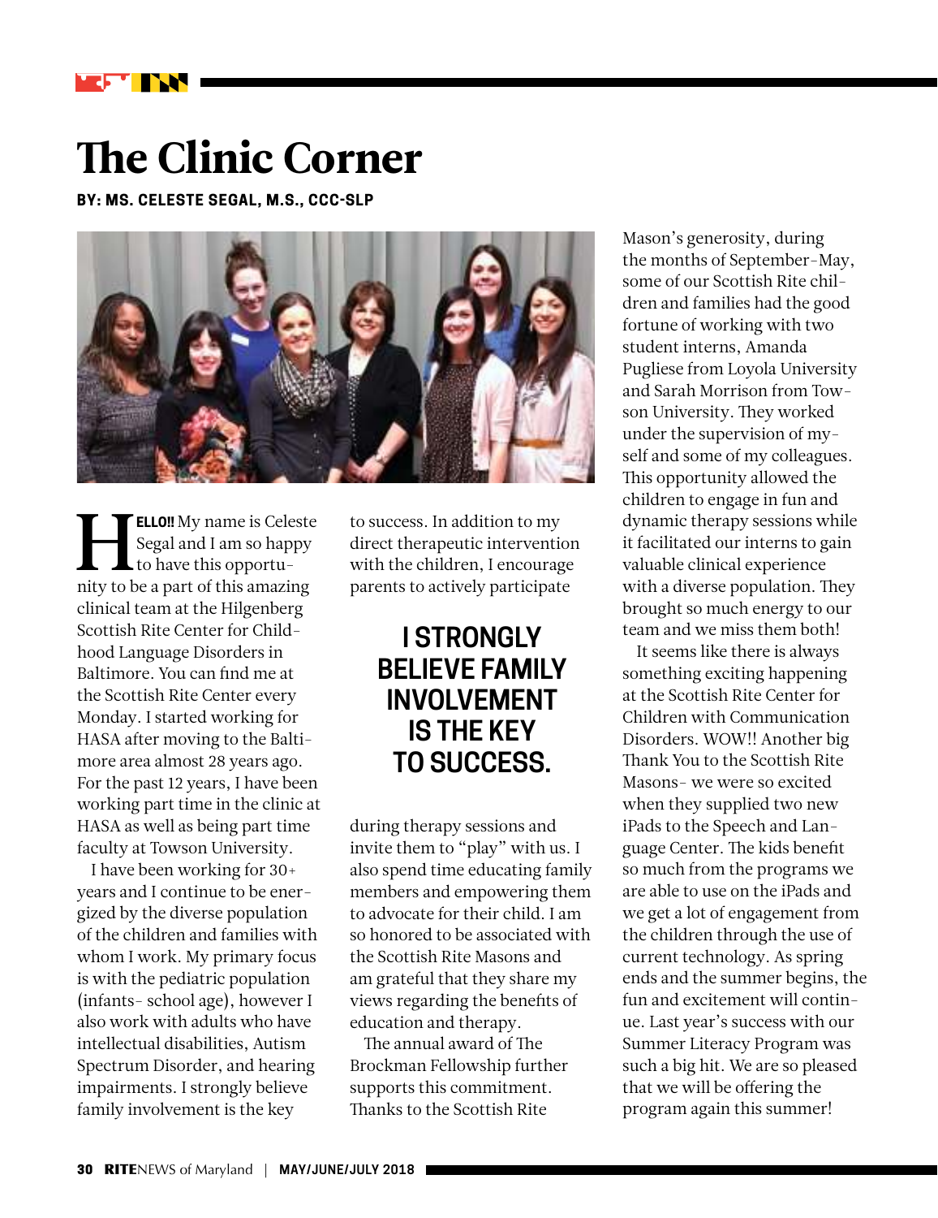# The Clinic Corner

**BY: MS. CELESTE SEGAL, M.S., CCC-SLP**

**HELLO!!** My name is Celeste Segal and I am so happy to have this opportunity to be a part of this amazing clinical team at the Hilgenberg Scottish Rite Center for Childhood Language Disorders in Baltimore. You can find me at the Scottish Rite Center every Monday. I started working for HASA after moving to the Baltimore area almost 28 years ago. For the past 12 years, I have been working part time in the clinic at HASA as well as being part time faculty at Towson University.

I have been working for 30+ years and I continue to be energized by the diverse population of the children and families with whom I work. My primary focus is with the pediatric population (infants- school age), however I also work with adults who have intellectual disabilities, Autism Spectrum Disorder, and hearing impairments. I strongly believe family involvement is the key to success. In addition to my direct therapeutic intervention with the children, I encourage parents to actively participate during therapy sessions and invite them to "play" with us. I also spend time educating family members and empowering them to advocate for their child. I am so honored to be associated with the Scottish Rite Masons and am grateful that they share my views regarding the benefits of education and therapy.

**I STRONGLY BELIEVE FAMILY INVOLVEMENT IS THE KEY TO SUCCESS.**

The annual award of The Brockman Fellowship further supports this commitment. Thanks to the Scottish Rite Mason's generosity, during the months of September-May, some of our Scottish Rite children and families had the good fortune of working with two student interns, Amanda Pugliese from Loyola University and Sarah Morrison from Towson University. They worked under the supervision of myself and some of my colleagues. This opportunity allowed the children to engage in fun and dynamic therapy sessions while it facilitated our interns to gain valuable clinical experience with a diverse population. They brought so much energy to our team and we miss them both!

It seems like there is always something exciting happening at the Scottish Rite Center for Children with Communication Disorders. WOW!! Another big Thank You to the Scottish Rite Masons- we were so excited when they supplied two new iPads to the Speech and Language Center. The kids benefit so much from the programs we are able to use on the iPads and we get a lot of engagement from the children through the use of current technology. As spring ends and the summer begins, the fun and excitement will continue. Last year's success with our Summer Literacy Program was such a big hit. We are so pleased that we will be offering the program again this summer!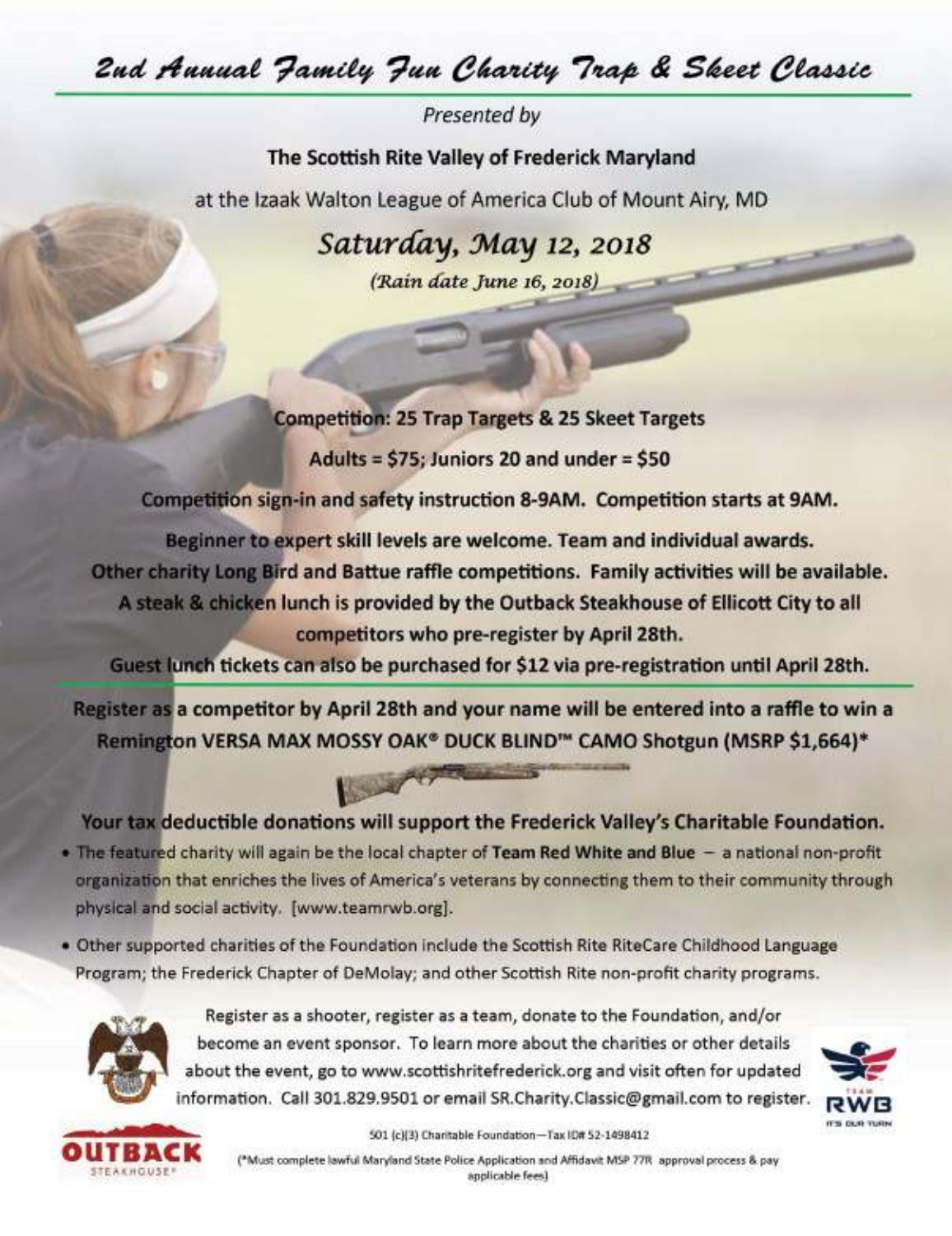# 2nd Annual Family Fun Charity Trap & Skeet Classic

*Presented by*

**The Scottish Rite Valley of Frederick Maryland**

at the Izaak Walton League of America Club of Mount Airy, MD

## *Saturday, May 12, 2018*

*(Rain date June 16, 2018)*

**Competition: 25 Trap Targets & 25 Skeet Targets**

**Adults = $75; Juniors 20 and under = $50**

**Competition sign-in and safety instruction 8-9AM. Competition starts at 9AM.**

**Beginner to expert skill levels are welcome. Team and individual awards.**

**Other charity Long Bird and Battue raffle competitions. Family activities will be available.**

**A steak & chicken lunch is provided by the Outback Steakhouse of Ellicott City to all competitors who pre-register by April 28th.**

**Guest lunch tickets can also be purchased for $12 via pre-registration until April 28th.**

---

**Register as a competitor by April 28th and your name will be entered into a raffle to win a Remington VERSA MAX MOSSY OAK® DUCK BLIND™ CAMO Shotgun (MSRP $1,664)***

**Your tax deductible donations will support the Frederick Valley's Charitable Foundation.**

- The featured charity will again be the local chapter of **Team Red White and Blue** – a national non-profit organization that enriches the lives of America's veterans by connecting them to their community through physical and social activity. [www.teamrwb.org].
- Other supported charities of the Foundation include the Scottish Rite RiteCare Childhood Language Program; the Frederick Chapter of DeMolay; and other Scottish Rite non-profit charity programs.

Register as a shooter, register as a team, donate to the Foundation, and/or become an event sponsor. To learn more about the charities or other details about the event, go to www.scottishritefrederick.org and visit often for updated information. Call 301.829.9501 or email SR.Charity.Classic@gmail.com to register.

501 (c)(3) Charitable Foundation—Tax ID# 52-1498412

(*Must complete lawful Maryland State Police Application and Affidavit MSP 77R approval process & pay applicable fees)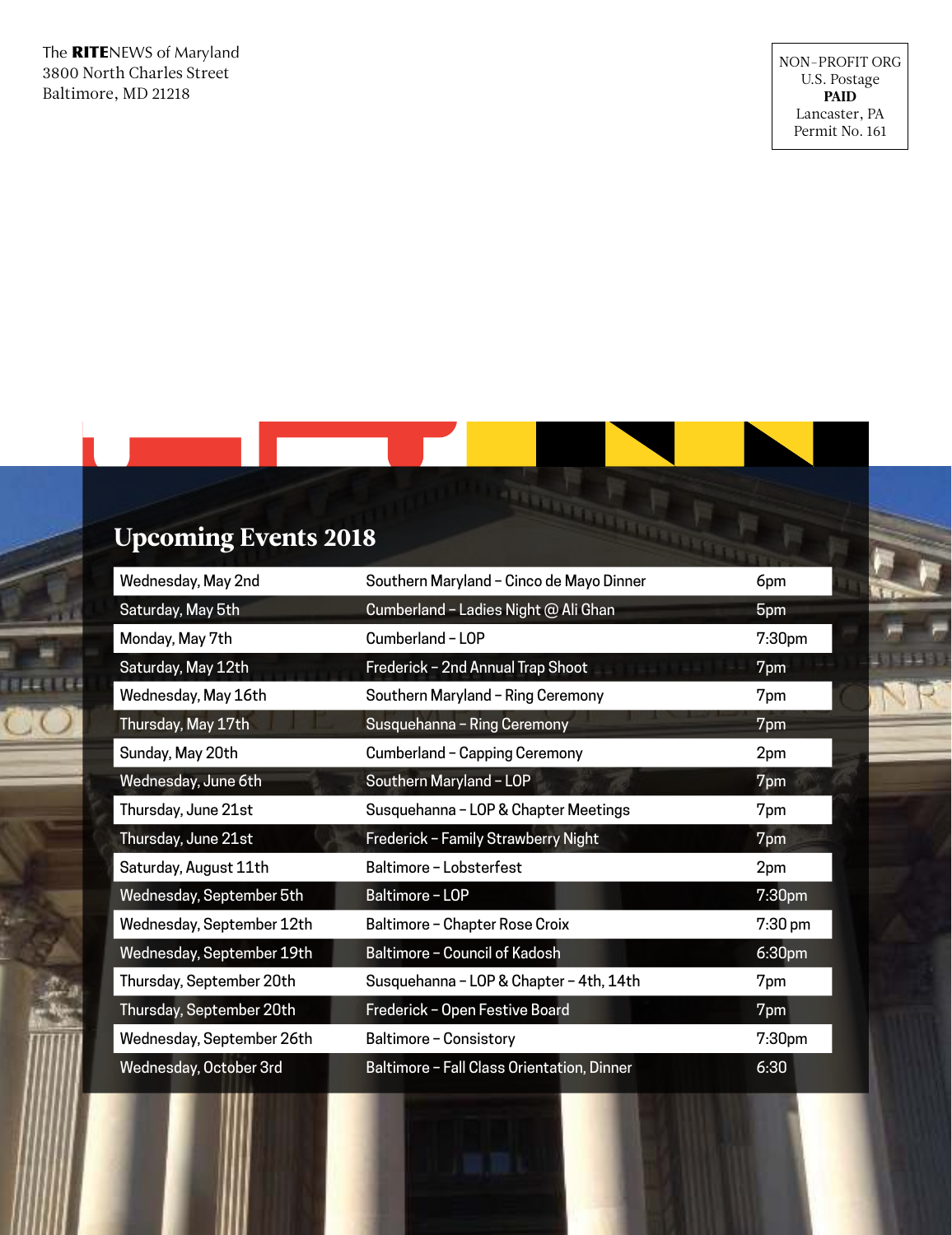The **RITE**NEWS of Maryland
3800 North Charles Street
Baltimore, MD 21218

NON-PROFIT ORG
U.S. Postage
**PAID**
Lancaster, PA
Permit No. 161

## Upcoming Events 2018

| | | |
|---|---|---|
| Wednesday, May 2nd | Southern Maryland – Cinco de Mayo Dinner | 6pm |
| Saturday, May 5th | Cumberland – Ladies Night @ Ali Ghan | 5pm |
| Monday, May 7th | Cumberland – LOP | 7:30pm |
| Saturday, May 12th | Frederick – 2nd Annual Trap Shoot | 7pm |
| Wednesday, May 16th | Southern Maryland – Ring Ceremony | 7pm |
| Thursday, May 17th | Susquehanna – Ring Ceremony | 7pm |
| Sunday, May 20th | Cumberland – Capping Ceremony | 2pm |
| Wednesday, June 6th | Southern Maryland – LOP | 7pm |
| Thursday, June 21st | Susquehanna – LOP & Chapter Meetings | 7pm |
| Thursday, June 21st | Frederick – Family Strawberry Night | 7pm |
| Saturday, August 11th | Baltimore – Lobsterfest | 2pm |
| Wednesday, September 5th | Baltimore – LOP | 7:30pm |
| Wednesday, September 12th | Baltimore – Chapter Rose Croix | 7:30 pm |
| Wednesday, September 19th | Baltimore – Council of Kadosh | 6:30pm |
| Thursday, September 20th | Susquehanna – LOP & Chapter – 4th, 14th | 7pm |
| Thursday, September 20th | Frederick – Open Festive Board | 7pm |
| Wednesday, September 26th | Baltimore – Consistory | 7:30pm |
| Wednesday, October 3rd | Baltimore – Fall Class Orientation, Dinner | 6:30 |